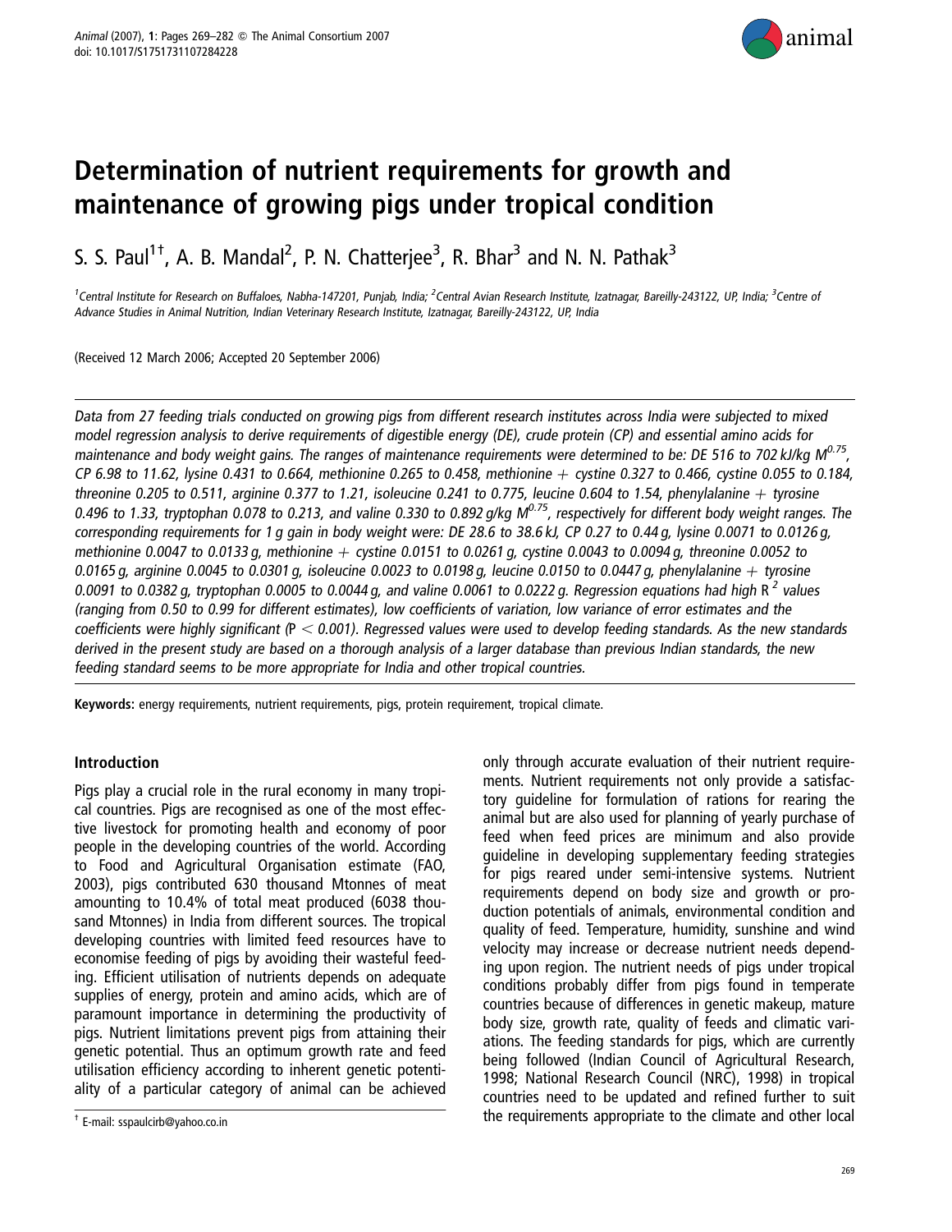# Determination of nutrient requirements for growth and maintenance of growing pigs under tropical condition

S. S. Paul[1†], A. B. Mandal[2], P. N. Chatterjee[3], R. Bhar[3] and N. N. Pathak[3]

[1]Central Institute for Research on Buffaloes, Nabha-147201, Punjab, India; [2]Central Avian Research Institute, Izatnagar, Bareilly-243122, UP, India; [3]Centre of Advance Studies in Animal Nutrition, Indian Veterinary Research Institute, Izatnagar, Bareilly-243122, UP, India

(Received 12 March 2006; Accepted 20 September 2006)

*Data from 27 feeding trials conducted on growing pigs from different research institutes across India were subjected to mixed model regression analysis to derive requirements of digestible energy (DE), crude protein (CP) and essential amino acids for maintenance and body weight gains. The ranges of maintenance requirements were determined to be: DE 516 to 702 kJ/kg $M^{0.75}$, CP 6.98 to 11.62, lysine 0.431 to 0.664, methionine 0.265 to 0.458, methionine + cystine 0.327 to 0.466, cystine 0.055 to 0.184, threonine 0.205 to 0.511, arginine 0.377 to 1.21, isoleucine 0.241 to 0.775, leucine 0.604 to 1.54, phenylalanine + tyrosine 0.496 to 1.33, tryptophan 0.078 to 0.213, and valine 0.330 to 0.892 g/kg $M^{0.75}$, respectively for different body weight ranges. The corresponding requirements for 1 g gain in body weight were: DE 28.6 to 38.6 kJ, CP 0.27 to 0.44 g, lysine 0.0071 to 0.0126 g, methionine 0.0047 to 0.0133 g, methionine + cystine 0.0151 to 0.0261 g, cystine 0.0043 to 0.0094 g, threonine 0.0052 to 0.0165 g, arginine 0.0045 to 0.0301 g, isoleucine 0.0023 to 0.0198 g, leucine 0.0150 to 0.0447 g, phenylalanine + tyrosine 0.0091 to 0.0382 g, tryptophan 0.0005 to 0.0044 g, and valine 0.0061 to 0.0222 g. Regression equations had high $R^2$ values (ranging from 0.50 to 0.99 for different estimates), low coefficients of variation, low variance of error estimates and the coefficients were highly significant ($P < 0.001$). Regressed values were used to develop feeding standards. As the new standards derived in the present study are based on a thorough analysis of a larger database than previous Indian standards, the new feeding standard seems to be more appropriate for India and other tropical countries.*

**Keywords:** energy requirements, nutrient requirements, pigs, protein requirement, tropical climate.

## Introduction

Pigs play a crucial role in the rural economy in many tropical countries. Pigs are recognised as one of the most effective livestock for promoting health and economy of poor people in the developing countries of the world. According to Food and Agricultural Organisation estimate (FAO, 2003), pigs contributed 630 thousand Mtonnes of meat amounting to 10.4% of total meat produced (6038 thousand Mtonnes) in India from different sources. The tropical developing countries with limited feed resources have to economise feeding of pigs by avoiding their wasteful feeding. Efficient utilisation of nutrients depends on adequate supplies of energy, protein and amino acids, which are of paramount importance in determining the productivity of pigs. Nutrient limitations prevent pigs from attaining their genetic potential. Thus an optimum growth rate and feed utilisation efficiency according to inherent genetic potentiality of a particular category of animal can be achieved only through accurate evaluation of their nutrient requirements. Nutrient requirements not only provide a satisfactory guideline for formulation of rations for rearing the animal but are also used for planning of yearly purchase of feed when feed prices are minimum and also provide guideline in developing supplementary feeding strategies for pigs reared under semi-intensive systems. Nutrient requirements depend on body size and growth or production potentials of animals, environmental condition and quality of feed. Temperature, humidity, sunshine and wind velocity may increase or decrease nutrient needs depending upon region. The nutrient needs of pigs under tropical conditions probably differ from pigs found in temperate countries because of differences in genetic makeup, mature body size, growth rate, quality of feeds and climatic variations. The feeding standards for pigs, which are currently being followed (Indian Council of Agricultural Research, 1998; National Research Council (NRC), 1998) in tropical countries need to be updated and refined further to suit the requirements appropriate to the climate and other local

† E-mail: sspaulcirb@yahoo.co.in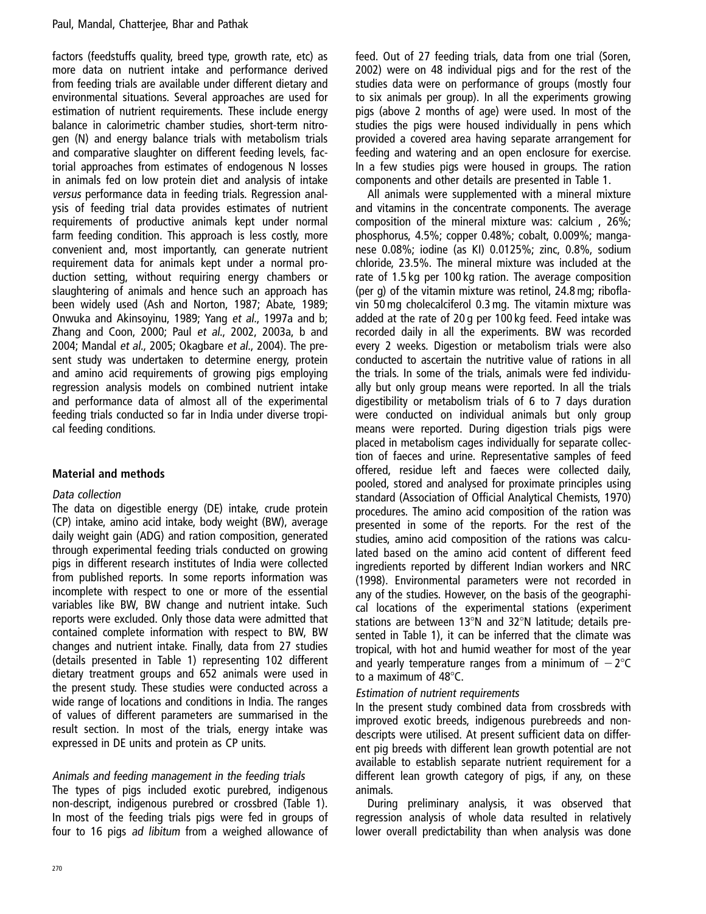factors (feedstuffs quality, breed type, growth rate, etc) as more data on nutrient intake and performance derived from feeding trials are available under different dietary and environmental situations. Several approaches are used for estimation of nutrient requirements. These include energy balance in calorimetric chamber studies, short-term nitrogen (N) and energy balance trials with metabolism trials and comparative slaughter on different feeding levels, factorial approaches from estimates of endogenous N losses in animals fed on low protein diet and analysis of intake *versus* performance data in feeding trials. Regression analysis of feeding trial data provides estimates of nutrient requirements of productive animals kept under normal farm feeding condition. This approach is less costly, more convenient and, most importantly, can generate nutrient requirement data for animals kept under a normal production setting, without requiring energy chambers or slaughtering of animals and hence such an approach has been widely used (Ash and Norton, 1987; Abate, 1989; Onwuka and Akinsoyinu, 1989; Yang *et al*., 1997a and b; Zhang and Coon, 2000; Paul *et al*., 2002, 2003a, b and 2004; Mandal *et al*., 2005; Okagbare *et al*., 2004). The present study was undertaken to determine energy, protein and amino acid requirements of growing pigs employing regression analysis models on combined nutrient intake and performance data of almost all of the experimental feeding trials conducted so far in India under diverse tropical feeding conditions.

## Material and methods

### *Data collection*

The data on digestible energy (DE) intake, crude protein (CP) intake, amino acid intake, body weight (BW), average daily weight gain (ADG) and ration composition, generated through experimental feeding trials conducted on growing pigs in different research institutes of India were collected from published reports. In some reports information was incomplete with respect to one or more of the essential variables like BW, BW change and nutrient intake. Such reports were excluded. Only those data were admitted that contained complete information with respect to BW, BW changes and nutrient intake. Finally, data from 27 studies (details presented in Table 1) representing 102 different dietary treatment groups and 652 animals were used in the present study. These studies were conducted across a wide range of locations and conditions in India. The ranges of values of different parameters are summarised in the result section. In most of the trials, energy intake was expressed in DE units and protein as CP units.

### *Animals and feeding management in the feeding trials*

The types of pigs included exotic purebred, indigenous non-descript, indigenous purebred or crossbred (Table 1). In most of the feeding trials pigs were fed in groups of four to 16 pigs *ad libitum* from a weighed allowance of feed. Out of 27 feeding trials, data from one trial (Soren, 2002) were on 48 individual pigs and for the rest of the studies data were on performance of groups (mostly four to six animals per group). In all the experiments growing pigs (above 2 months of age) were used. In most of the studies the pigs were housed individually in pens which provided a covered area having separate arrangement for feeding and watering and an open enclosure for exercise. In a few studies pigs were housed in groups. The ration components and other details are presented in Table 1.

All animals were supplemented with a mineral mixture and vitamins in the concentrate components. The average composition of the mineral mixture was: calcium , 26%; phosphorus, 4.5%; copper 0.48%; cobalt, 0.009%; manganese 0.08%; iodine (as KI) 0.0125%; zinc, 0.8%, sodium chloride, 23.5%. The mineral mixture was included at the rate of 1.5 kg per 100 kg ration. The average composition (per g) of the vitamin mixture was retinol, 24.8 mg; riboflavin 50 mg cholecalciferol 0.3 mg. The vitamin mixture was added at the rate of 20 g per 100 kg feed. Feed intake was recorded daily in all the experiments. BW was recorded every 2 weeks. Digestion or metabolism trials were also conducted to ascertain the nutritive value of rations in all the trials. In some of the trials, animals were fed individually but only group means were reported. In all the trials digestibility or metabolism trials of 6 to 7 days duration were conducted on individual animals but only group means were reported. During digestion trials pigs were placed in metabolism cages individually for separate collection of faeces and urine. Representative samples of feed offered, residue left and faeces were collected daily, pooled, stored and analysed for proximate principles using standard (Association of Official Analytical Chemists, 1970) procedures. The amino acid composition of the ration was presented in some of the reports. For the rest of the studies, amino acid composition of the rations was calculated based on the amino acid content of different feed ingredients reported by different Indian workers and NRC (1998). Environmental parameters were not recorded in any of the studies. However, on the basis of the geographical locations of the experimental stations (experiment stations are between 13°N and 32°N latitude; details presented in Table 1), it can be inferred that the climate was tropical, with hot and humid weather for most of the year and yearly temperature ranges from a minimum of −2°C to a maximum of 48°C.

### *Estimation of nutrient requirements*

In the present study combined data from crossbreds with improved exotic breeds, indigenous purebreeds and non-descripts were utilised. At present sufficient data on different pig breeds with different lean growth potential are not available to establish separate nutrient requirement for a different lean growth category of pigs, if any, on these animals.

During preliminary analysis, it was observed that regression analysis of whole data resulted in relatively lower overall predictability than when analysis was done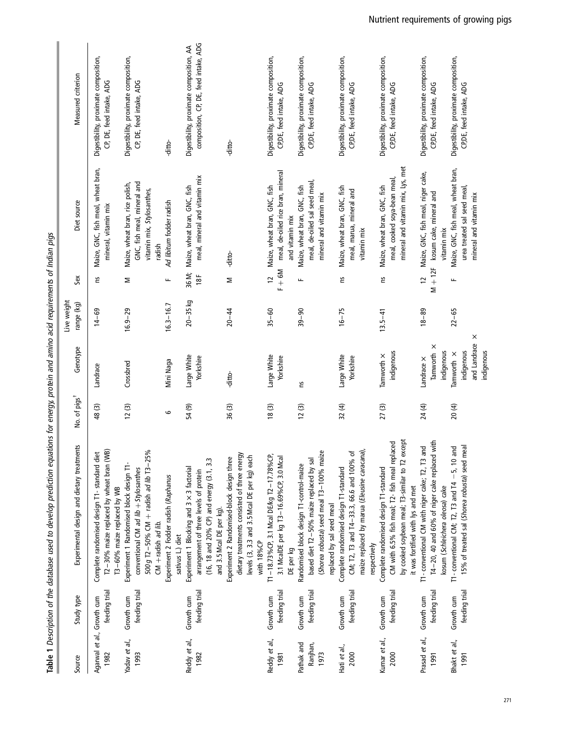**Table 1** *Description of the database used to develop prediction equations for energy, protein and amino acid requirements of Indian pigs*

| Source | Study type | Experimental design and dietary treatments | No. of pigs[†] | Genotype | Live weight range (kg) | Sex | Diet source | Measured criterion |
|---|---|---|---|---|---|---|---|---|
| Agarwal *et al.*, 1982 | Growth cum feeding trial | Complete randomised design T1- standard diet T2 –30% maize replaced by wheat bran (WB) T3 –60% maize replaced by WB | 48 (3) | Landrace | 14–69 | ns | Maize, GNC, fish meal, wheat bran, mineral, vitamin mix | Digestibility, proximate composition, CP, DE, feed intake, ADG |
| Yadav *et al.*, 1993 | Growth cum feeding trial | Experiment 1 Randomised block design T1- conventional CM *ad lib* + *Stylosanthes* 500 g T2 –50% CM + radish *ad lib* T3 –25% CM + radish *ad lib.* | 12 (3) | Crossbred | 16.9–29 | M | Maize, wheat bran, rice polish, GNC, fish meal, mineral and vitamin mix, *Stylosanthes*, radish | Digestibility, proximate composition, CP, DE, feed intake, ADG |
| | | Experiment 2 Fodder radish (*Raphanus sativus* L.) diet | 6 | Mini Naga | 16.3–16.7 | F | *Ad libitum* fodder radish | -ditto- |
| Reddy *et al.*, 1982 | Growth cum feeding trial | Experiment 1 Blocking and 3 × 3 factorial arrangement of three levels of protein (16, 18 and 20% CP) and energy (3.1, 3.3 and 3.5 Mcal DE per kg). | 54 (9) | Large White Yorkshire | 20–35 kg | 36 M; 18 F | Maize, wheat bran, GNC, fish meal, mineral and vitamin mix | Digestibility, proximate composition, AA composition, CP, DE, feed intake, ADG |
| | | Experiment 2 Randomised-block design three dietary treatments consisted of three energy levels (3, 3.3 and 3.5 Mcal DE per kg) each with 18%CP | 36 (3) | -ditto- | 20–44 | M | -ditto- | -ditto- |
| Reddy *et al.*, 1981 | Growth cum feeding trial | T1 –18.73%CP, 3.1 Mcal DE/kg T2 –17.78%CP, 3.1 McalDE per kg T3 –16.69%CP, 3.0 Mcal DE per kg | 18 (3) | Large White Yorkshire | 35–60 | 12 F + 6M | Maize, wheat bran, GNC, fish meal, de-oiled rice bran, mineral and vitamin mix | Digestibility, proximate composition, CP,DE, feed intake, ADG |
| Pathak and Ranjhan, 1973 | Growth cum feeding trial | Randomised block design T1-control-maize based diet T2 –50% maize replaced by sal (*Shorea robusta*) seed meal T3 –100% maize replaced by sal seed meal | 12 (3) | ns | 39–90 | F | Maize, wheat bran, GNC, fish meal, de-oiled sal seed meal, mineral and vitamin mix | Digestibility, proximate composition, CP,DE, feed intake, ADG |
| Hati *et al.*, 2000 | Growth cum feeding trial | Complete randomised design T1-standard CM; T2, T3 and T4 –33.3, 66.6 and 100% of maize replaced by marua (*Eleusine caracana*), respectively | 32 (4) | Large White Yorkshire | 16–75 | ns | Maize, wheat bran, GNC, fish meal, marua, mineral and vitamin mix | Digestibility, proximate composition, CP,DE, feed intake, ADG |
| Kumar *et al.*, 2000 | Growth cum feeding trial | Complete randomised design T1-standard CM with 6.5% fish meal; T2- fish meal replaced by cooked soybean meal; T3-similar to T2 except it was fortified with lys and met | 27 (3) | Tamworth × indigenous | 13.5–41 | ns | Maize, wheat bran, GNC, fish meal, cooked soya-bean meal, mineral and vitamin mix, Lys, met | Digestibility, proximate composition, CP,DE, feed intake, ADG |
| Prasad *et al.*, 1991 | Growth cum feeding trial | T1 - conventional CM with niger cake; T2, T3 and T4 –20, 40 and 60% of niger cake replaced with kosum (*Schleichera oleosa*) cake | 24 (4) | Landrace × Tamworth × indigenous | 18–89 | 12 M + 12F | Maize, GNC, fish meal, niger cake, kosum cake, mineral and vitamin mix | Digestibility, proximate composition, CP,DE, feed intake, ADG |
| Bhakt *et al.*, 1991 | Growth cum feeding trial | T1 - conventional CM; T2, T3 and T4 –5, 10 and 15% of treated sal (*Shorea robusta*) seed meal | 20 (4) | Tamworth × indigenous and Landrace × indigenous | 22–65 | F | Maize, GNC, fish meal, wheat bran, urea treated sal seed meal, mineral and vitamin mix | Digestibility, proximate composition, CP,DE, feed intake, ADG |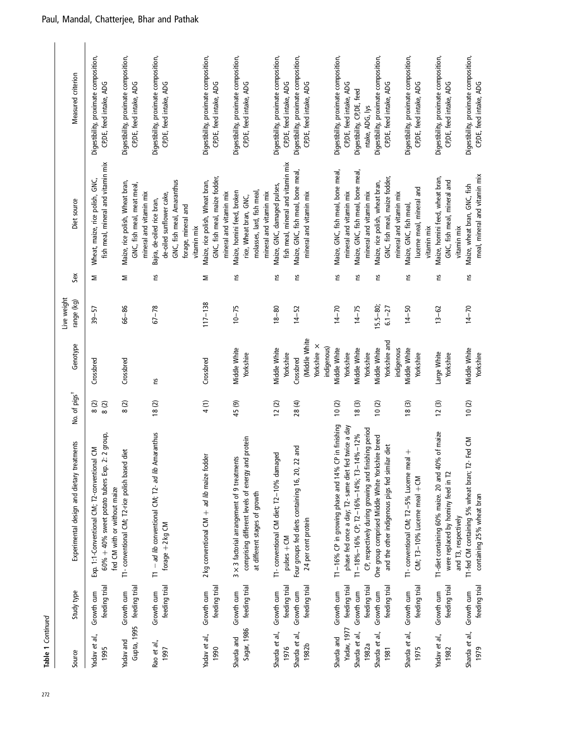**Table 1** *Continued*

| Source | Study type | Experimental design and dietary treatments | No. of pigs[†] | Genotype | Live weight range (kg) | Sex | Diet source | Measured criterion |
|---|---|---|---|---|---|---|---|---|
| Yadav *et al.*, 1995 | Growth cum feeding trial | Exp. 1:1-Conventional CM; T2-conventional CM 60% + 40% sweet potato tubers Exp. 2: 2 group, fed CM with or without maize | 8 (2) 8 (2) | Crossbred | 39–57 | M | Wheat, maize, rice polish, GNC, fish meal, mineral and vitamin mix | Digestibility, proximate composition, CP,DE, feed intake, ADG |
| Yadav and Gupta, 1995 | Growth cum feeding trial | T1- conventional CM; T2-rice polish based diet | 8 (2) | Crossbred | 66–86 | M | Maize, rice polish, Wheat bran, GNC, fish meal, meat meal, mineral and vitamin mix | Digestibility, proximate composition, CP,DE, feed intake, ADG |
| Rao *et al.*, 1997 | Growth cum feeding trial | T1 – *ad lib* conventional CM; T2- *ad lib* Amaranthus forage + 2 kg CM | 18 (2) | ns | 67–78 | ns | Bajra, de-oiled rice bran, de-oiled sunflower cake, GNC, fish meal, Amaranthus forage, mineral and vitamin mix | Digestibility, proximate composition, CP,DE, feed intake, ADG |
| Yadav *et al.*, 1990 | Growth cum feeding trial | 2 kg conventional CM + *ad lib* maize fodder | 4 (1) | Crossbred | 117–138 | M | Maize, rice polish, Wheat bran, GNC, fish meal, maize fodder, mineral and vitamin mix | Digestibility, proximate composition, CP,DE, feed intake, ADG |
| Sharda and Sagar, 1986 | Growth cum feeding trial | 3 × 3 factorial arrangement of 9 treatments comprising different levels of energy and protein at different stages of growth | 45 (9) | Middle White Yorkshire | 10–75 | ns | Maize, hominі feed, broken rice, Wheat bran, GNC, molasses, lard, fish meal, mineral and vitamin mix | Digestibility, proximate composition, CP,DE, feed intake, ADG |
| Sharda *et al.*, 1976 | Growth cum feeding trial | T1- conventional CM diet; T2–10% damaged pulses + CM | 12 (2) | Middle White Yorkshire | 18–80 | ns | Maize, GNC, damaged pulses, fish meal, mineral and vitamin mix | Digestibility, proximate composition, CP,DE, feed intake, ADG |
| Sharda *et al.*, 1982b | Growth cum feeding trial | Four groups fed diets containing 16, 20, 22 and 24 per cent protein | 28 (4) | Crossbred (Middle White Yorkshire × indigenous) | 14–52 | ns | Maize, GNC, fish meal, bone meal, mineral and vitamin mix | Digestibility, proximate composition, CP,DE, feed intake, ADG |
| Sharda and Yadav, 1977 | Growth cum feeding trial | T1 –16% CP in growing phase and 14% CP in finishing phase fed once a day; T2- same diet fed twice a day | 10 (2) | Middle White Yorkshire | 14–70 | ns | Maize, GNC, fish meal, bone meal, mineral and vitamin mix | Digestibility, proximate composition, CP,DE, feed intake, ADG |
| Sharda *et al.*, 1982a | Growth cum feeding trial | T1 –18%–16% CP; T2 –16%–14%; T3–14%–12% CP, respectively during growing and finishing period | 18 (3) | Middle White Yorkshire | 14–75 | ns | Maize, GNC, fish meal, bone meal, mineral and vitamin mix | Digestibility, CP,DE, feed ntake, ADG, lys |
| Sharda *et al.*, 1981 | Growth cum feeding trial | One group comprised Middle White Yorkshire breed and the other indigenous pigs fed similar diet | 10 (2) | Middle White Yorkshire and indigenous | 15.5–80; 6.1–27 | ns | Maize, rice polish, wheat bran, GNC, fish meal, maize fodder, mineral and vitamin mix | Digestibility, proximate composition, CP,DE, feed intake, ADG |
| Sharda *et al.*, 1975 | Growth cum feeding trial | T1- conventional CM; T2 –5% Lucerne meal + CM; T3–10% Lucerne meal + CM | 18 (3) | Middle White Yorkshire | 14–50 | ns | Maize, GNC, fish meal, lucerne meal, mineral and vitamin mix | Digestibility, proximate composition, CP,DE, feed intake, ADG |
| Yadav *et al.*, 1982 | Growth cum feeding trial | T1-diet containing 60% maize. 20 and 40% of maize were replaced by hominy feed in T2 and T3, respectively | 12 (3) | Large White Yorkshire | 13–62 | ns | Maize, hominі feed, wheat bran, GNC, fish meal, mineral and vitamin mix | Digestibility, proximate composition, CP,DE, feed intake, ADG |
| Sharda *et al.*, 1979 | Growth cum feeding trial | T1-fed CM containing 5% wheat bran; T2- Fed CM containing 25% wheat bran | 10 (2) | Middle White Yorkshire | 14–70 | ns | Maize, wheat bran, GNC, fish meal, mineral and vitamin mix | Digestibility, proximate composition, CP,DE, feed intake, ADG |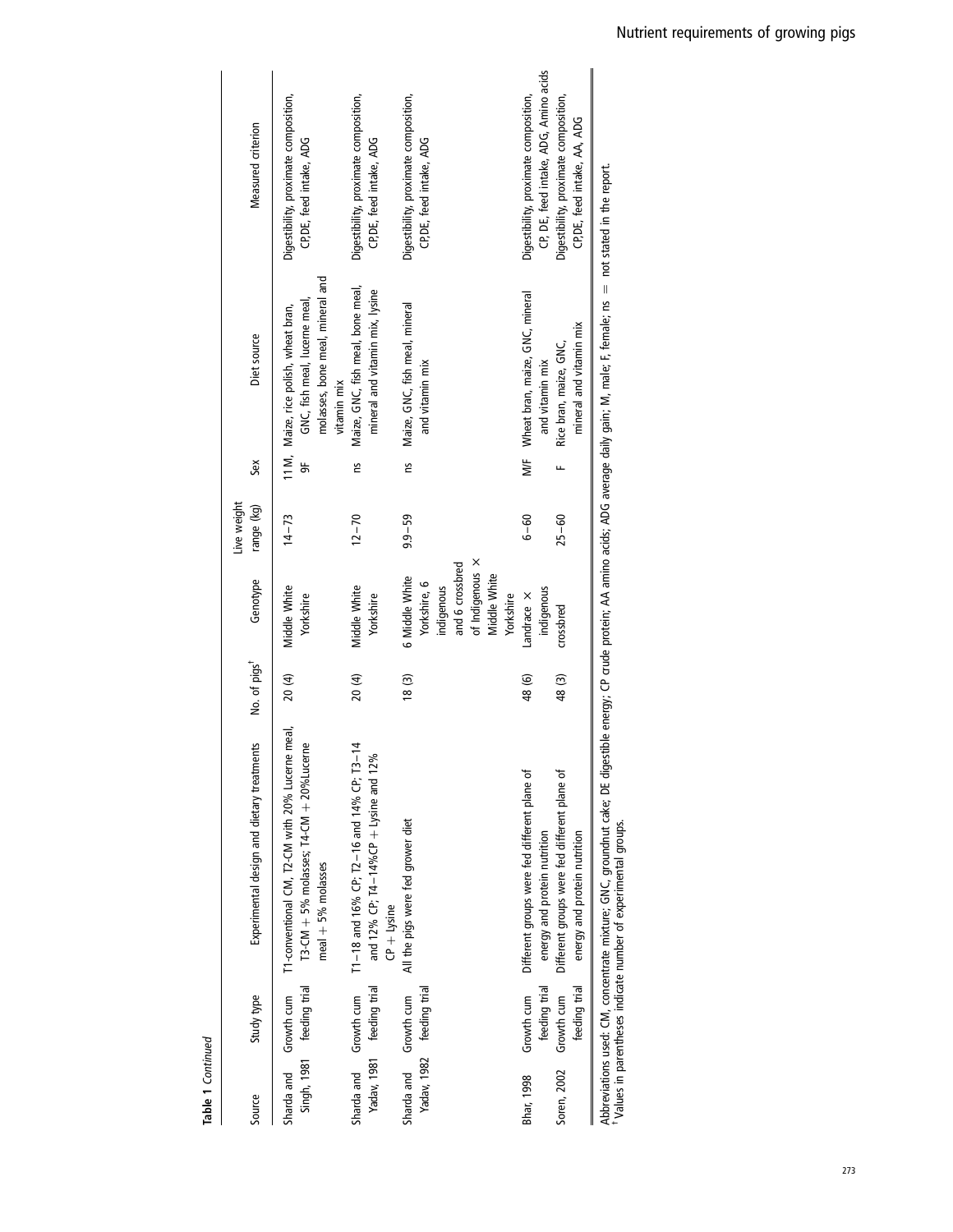**Table 1** *Continued*

| Source | Study type | Experimental design and dietary treatments | No. of pigs[†] | Genotype | Live weight range (kg) | Sex | Diet source | Measured criterion |
|---|---|---|---|---|---|---|---|---|
| Sharda and Singh, 1981 | Growth cum feeding trial | T1-conventional CM, T2-CM with 20% Lucerne meal, T3-CM + 5% molasses; T4-CM + 20%Lucerne meal + 5% molasses | 20 (4) | Middle White Yorkshire | 14–73 | 11 M, 9F | Maize, rice polish, wheat bran, GNC, fish meal, lucerne meal, molasses, bone meal, mineral and vitamin mix | Digestibility, proximate composition, CP,DE, feed intake, ADG |
| Sharda and Yadav, 1981 | Growth cum feeding trial | T1–18 and 16% CP; T2–16 and 14% CP; T3–14 and 12% CP; T4–14%CP + Lysine and 12% CP + lysine | 20 (4) | Middle White Yorkshire | 12–70 | ns | Maize, GNC, fish meal, bone meal, mineral and vitamin mix, lysine | Digestibility, proximate composition, CP,DE, feed intake, ADG |
| Sharda and Yadav, 1982 | Growth cum feeding trial | All the pigs were fed grower diet | 18 (3) | 6 Middle White Yorkshire, 6 indigenous and 6 crossbred of Indigenous × Middle White Yorkshire | 9.9–59 | ns | Maize, GNC, fish meal, mineral and vitamin mix | Digestibility, proximate composition, CP,DE, feed intake, ADG |
| Bhar, 1998 | Growth cum feeding trial | Different groups were fed different plane of energy and protein nutrition | 48 (6) | Landrace × indigenous | 6–60 | M/F | Wheat bran, maize, GNC, mineral and vitamin mix | Digestibility, proximate composition, CP, DE, feed intake, ADG, Amino acids |
| Soren, 2002 | Growth cum feeding trial | Different groups were fed different plane of energy and protein nutrition | 48 (3) | crossbred | 25–60 | F | Rice bran, maize, GNC, mineral and vitamin mix | Digestibility, proximate composition, CP,DE, feed intake, AA, ADG |

Abbreviations used: CM, concentrate mixture; GNC, groundnut cake; DE digestible energy; CP crude protein; AA amino acids; ADG average daily gain; M, male; F, female; ns = not stated in the report.
[†] Values in parentheses indicate number of experimental groups.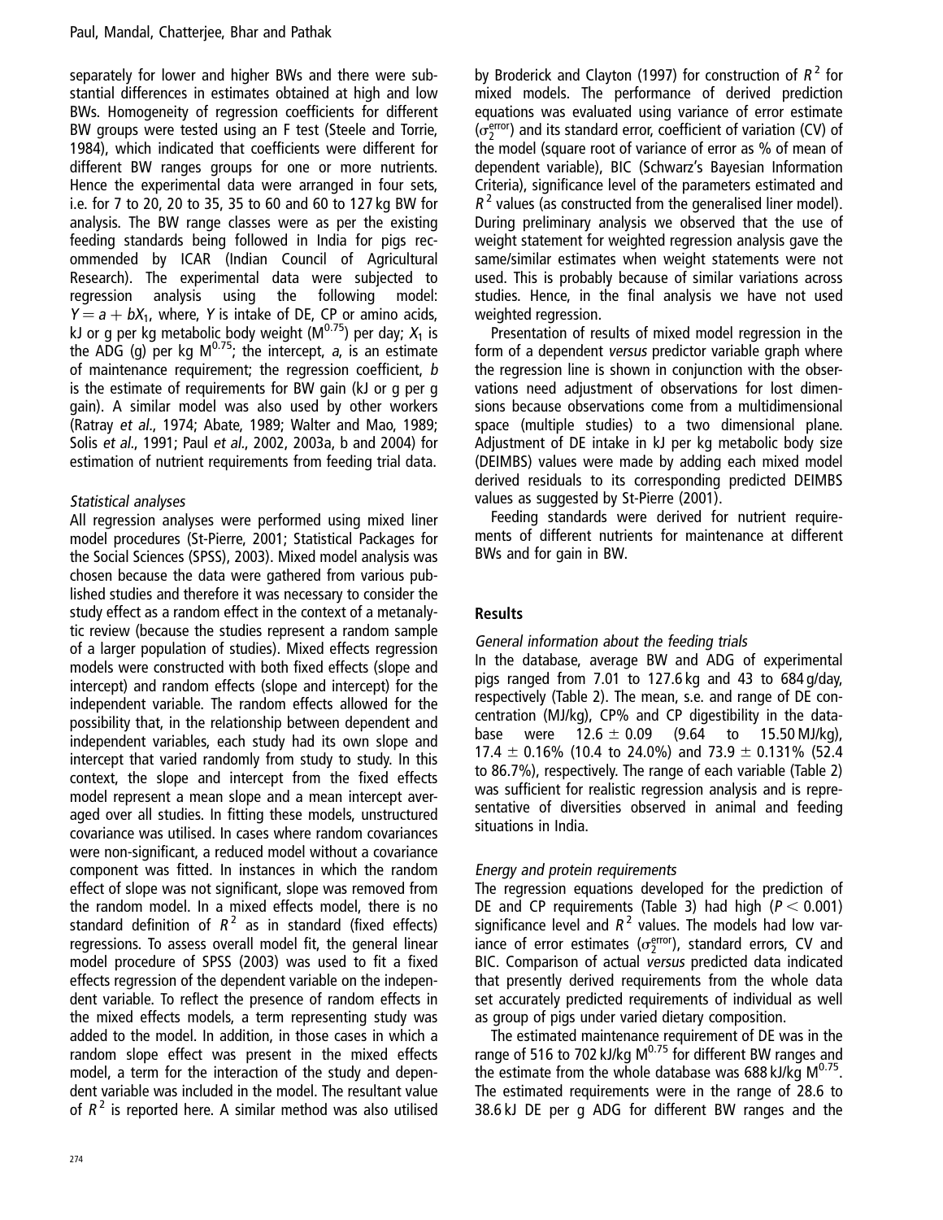separately for lower and higher BWs and there were substantial differences in estimates obtained at high and low BWs. Homogeneity of regression coefficients for different BW groups were tested using an F test (Steele and Torrie, 1984), which indicated that coefficients were different for different BW ranges groups for one or more nutrients. Hence the experimental data were arranged in four sets, i.e. for 7 to 20, 20 to 35, 35 to 60 and 60 to 127 kg BW for analysis. The BW range classes were as per the existing feeding standards being followed in India for pigs recommended by ICAR (Indian Council of Agricultural Research). The experimental data were subjected to regression analysis using the following model: $Y = a + bX_1$, where, $Y$ is intake of DE, CP or amino acids, kJ or g per kg metabolic body weight ($M^{0.75}$) per day; $X_1$ is the ADG (g) per kg $M^{0.75}$; the intercept, $a$, is an estimate of maintenance requirement; the regression coefficient, $b$ is the estimate of requirements for BW gain (kJ or g per g gain). A similar model was also used by other workers (Ratray *et al*., 1974; Abate, 1989; Walter and Mao, 1989; Solis *et al*., 1991; Paul *et al*., 2002, 2003a, b and 2004) for estimation of nutrient requirements from feeding trial data.

### *Statistical analyses*

All regression analyses were performed using mixed liner model procedures (St-Pierre, 2001; Statistical Packages for the Social Sciences (SPSS), 2003). Mixed model analysis was chosen because the data were gathered from various published studies and therefore it was necessary to consider the study effect as a random effect in the context of a metanalytic review (because the studies represent a random sample of a larger population of studies). Mixed effects regression models were constructed with both fixed effects (slope and intercept) and random effects (slope and intercept) for the independent variable. The random effects allowed for the possibility that, in the relationship between dependent and independent variables, each study had its own slope and intercept that varied randomly from study to study. In this context, the slope and intercept from the fixed effects model represent a mean slope and a mean intercept averaged over all studies. In fitting these models, unstructured covariance was utilised. In cases where random covariances were non-significant, a reduced model without a covariance component was fitted. In instances in which the random effect of slope was not significant, slope was removed from the random model. In a mixed effects model, there is no standard definition of $R^2$ as in standard (fixed effects) regressions. To assess overall model fit, the general linear model procedure of SPSS (2003) was used to fit a fixed effects regression of the dependent variable on the independent variable. To reflect the presence of random effects in the mixed effects models, a term representing study was added to the model. In addition, in those cases in which a random slope effect was present in the mixed effects model, a term for the interaction of the study and dependent variable was included in the model. The resultant value of $R^2$ is reported here. A similar method was also utilised by Broderick and Clayton (1997) for construction of $R^2$ for mixed models. The performance of derived prediction equations was evaluated using variance of error estimate ($\sigma_2^{error}$) and its standard error, coefficient of variation (CV) of the model (square root of variance of error as % of mean of dependent variable), BIC (Schwarz's Bayesian Information Criteria), significance level of the parameters estimated and $R^2$ values (as constructed from the generalised liner model). During preliminary analysis we observed that the use of weight statement for weighted regression analysis gave the same/similar estimates when weight statements were not used. This is probably because of similar variations across studies. Hence, in the final analysis we have not used weighted regression.

Presentation of results of mixed model regression in the form of a dependent *versus* predictor variable graph where the regression line is shown in conjunction with the observations need adjustment of observations for lost dimensions because observations come from a multidimensional space (multiple studies) to a two dimensional plane. Adjustment of DE intake in kJ per kg metabolic body size (DEIMBS) values were made by adding each mixed model derived residuals to its corresponding predicted DEIMBS values as suggested by St-Pierre (2001).

Feeding standards were derived for nutrient requirements of different nutrients for maintenance at different BWs and for gain in BW.

## Results

### *General information about the feeding trials*

In the database, average BW and ADG of experimental pigs ranged from 7.01 to 127.6 kg and 43 to 684 g/day, respectively (Table 2). The mean, s.e. and range of DE concentration (MJ/kg), CP% and CP digestibility in the database were $12.6 \pm 0.09$ (9.64 to 15.50 MJ/kg), $17.4 \pm 0.16$% (10.4 to 24.0%) and $73.9 \pm 0.131$% (52.4 to 86.7%), respectively. The range of each variable (Table 2) was sufficient for realistic regression analysis and is representative of diversities observed in animal and feeding situations in India.

### *Energy and protein requirements*

The regression equations developed for the prediction of DE and CP requirements (Table 3) had high ($P < 0.001$) significance level and $R^2$ values. The models had low variance of error estimates ($\sigma_2^{error}$), standard errors, CV and BIC. Comparison of actual *versus* predicted data indicated that presently derived requirements from the whole data set accurately predicted requirements of individual as well as group of pigs under varied dietary composition.

The estimated maintenance requirement of DE was in the range of 516 to 702 kJ/kg $M^{0.75}$ for different BW ranges and the estimate from the whole database was 688 kJ/kg $M^{0.75}$. The estimated requirements were in the range of 28.6 to 38.6 kJ DE per g ADG for different BW ranges and the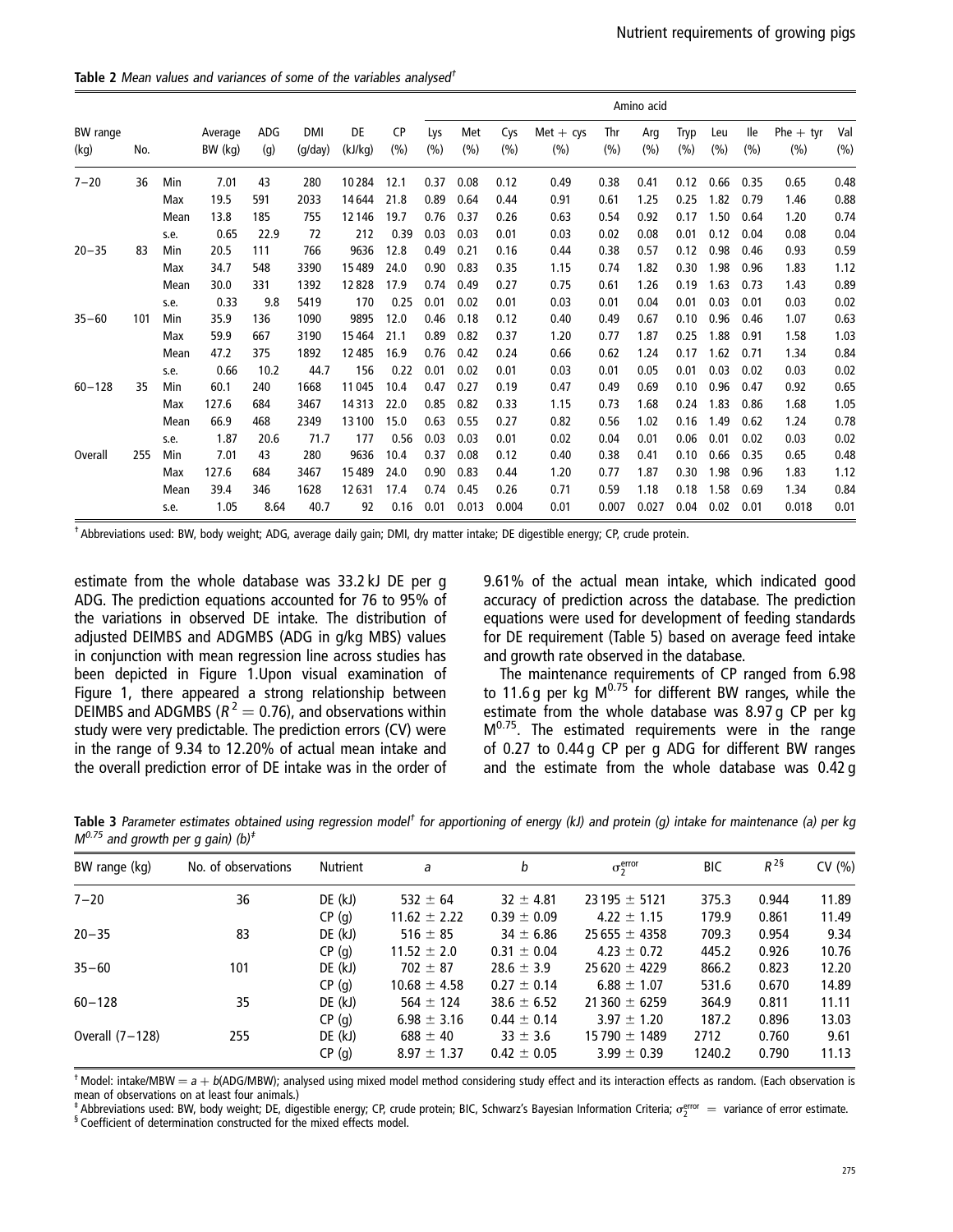**Table 2** *Mean values and variances of some of the variables analysed*[†]

| BW range (kg) | No. | | Average BW (kg) | ADG (g) | DMI (g/day) | DE (kJ/kg) | CP (%) | Amino acid Lys (%) | Met (%) | Cys (%) | Met + cys (%) | Thr (%) | Arg (%) | Tryp (%) | Leu (%) | Ile (%) | Phe + tyr (%) | Val (%) |
|---|---|---|---|---|---|---|---|---|---|---|---|---|---|---|---|---|---|---|
| 7–20 | 36 | Min | 7.01 | 43 | 280 | 10 284 | 12.1 | 0.37 | 0.08 | 0.12 | 0.49 | 0.38 | 0.41 | 0.12 | 0.66 | 0.35 | 0.65 | 0.48 |
| | | Max | 19.5 | 591 | 2033 | 14 644 | 21.8 | 0.89 | 0.64 | 0.44 | 0.91 | 0.61 | 1.25 | 0.25 | 1.82 | 0.79 | 1.46 | 0.88 |
| | | Mean | 13.8 | 185 | 755 | 12 146 | 19.7 | 0.76 | 0.37 | 0.26 | 0.63 | 0.54 | 0.92 | 0.17 | 1.50 | 0.64 | 1.20 | 0.74 |
| | | s.e. | 0.65 | 22.9 | 72 | 212 | 0.39 | 0.03 | 0.03 | 0.01 | 0.03 | 0.02 | 0.08 | 0.01 | 0.12 | 0.04 | 0.08 | 0.04 |
| 20–35 | 83 | Min | 20.5 | 111 | 766 | 9636 | 12.8 | 0.49 | 0.21 | 0.16 | 0.44 | 0.38 | 0.57 | 0.12 | 0.98 | 0.46 | 0.93 | 0.59 |
| | | Max | 34.7 | 548 | 3390 | 15 489 | 24.0 | 0.90 | 0.83 | 0.35 | 1.15 | 0.74 | 1.82 | 0.30 | 1.98 | 0.96 | 1.83 | 1.12 |
| | | Mean | 30.0 | 331 | 1392 | 12 828 | 17.9 | 0.74 | 0.49 | 0.27 | 0.75 | 0.61 | 1.26 | 0.19 | 1.63 | 0.73 | 1.43 | 0.89 |
| | | s.e. | 0.33 | 9.8 | 5419 | 170 | 0.25 | 0.01 | 0.02 | 0.01 | 0.03 | 0.01 | 0.04 | 0.01 | 0.03 | 0.01 | 0.03 | 0.02 |
| 35–60 | 101 | Min | 35.9 | 136 | 1090 | 9895 | 12.0 | 0.46 | 0.18 | 0.12 | 0.40 | 0.49 | 0.67 | 0.10 | 0.96 | 0.46 | 1.07 | 0.63 |
| | | Max | 59.9 | 667 | 3190 | 15 464 | 21.1 | 0.89 | 0.82 | 0.37 | 1.20 | 0.77 | 1.87 | 0.25 | 1.88 | 0.91 | 1.58 | 1.03 |
| | | Mean | 47.2 | 375 | 1892 | 12 485 | 16.9 | 0.76 | 0.42 | 0.24 | 0.66 | 0.62 | 1.24 | 0.17 | 1.62 | 0.71 | 1.34 | 0.84 |
| | | s.e. | 0.66 | 10.2 | 44.7 | 156 | 0.22 | 0.01 | 0.02 | 0.01 | 0.03 | 0.01 | 0.05 | 0.01 | 0.03 | 0.02 | 0.03 | 0.02 |
| 60–128 | 35 | Min | 60.1 | 240 | 1668 | 11 045 | 10.4 | 0.47 | 0.27 | 0.19 | 0.47 | 0.49 | 0.69 | 0.10 | 0.96 | 0.47 | 0.92 | 0.65 |
| | | Max | 127.6 | 684 | 3467 | 14 313 | 22.0 | 0.85 | 0.82 | 0.33 | 1.15 | 0.73 | 1.68 | 0.24 | 1.83 | 0.86 | 1.68 | 1.05 |
| | | Mean | 66.9 | 468 | 2349 | 13 100 | 15.0 | 0.63 | 0.55 | 0.27 | 0.82 | 0.56 | 1.02 | 0.16 | 1.49 | 0.62 | 1.24 | 0.78 |
| | | s.e. | 1.87 | 20.6 | 71.7 | 177 | 0.56 | 0.03 | 0.03 | 0.01 | 0.02 | 0.04 | 0.01 | 0.06 | 0.01 | 0.02 | 0.03 | 0.02 |
| Overall | 255 | Min | 7.01 | 43 | 280 | 9636 | 10.4 | 0.37 | 0.08 | 0.12 | 0.40 | 0.38 | 0.41 | 0.10 | 0.66 | 0.35 | 0.65 | 0.48 |
| | | Max | 127.6 | 684 | 3467 | 15 489 | 24.0 | 0.90 | 0.83 | 0.44 | 1.20 | 0.77 | 1.87 | 0.30 | 1.98 | 0.96 | 1.83 | 1.12 |
| | | Mean | 39.4 | 346 | 1628 | 12 631 | 17.4 | 0.74 | 0.45 | 0.26 | 0.71 | 0.59 | 1.18 | 0.18 | 1.58 | 0.69 | 1.34 | 0.84 |
| | | s.e. | 1.05 | 8.64 | 40.7 | 92 | 0.16 | 0.01 | 0.013 | 0.004 | 0.01 | 0.007 | 0.027 | 0.04 | 0.02 | 0.01 | 0.018 | 0.01 |

[†] Abbreviations used: BW, body weight; ADG, average daily gain; DMI, dry matter intake; DE digestible energy; CP, crude protein.

estimate from the whole database was 33.2 kJ DE per g ADG. The prediction equations accounted for 76 to 95% of the variations in observed DE intake. The distribution of adjusted DEIMBS and ADGMBS (ADG in g/kg MBS) values in conjunction with mean regression line across studies has been depicted in Figure 1.Upon visual examination of Figure 1, there appeared a strong relationship between DEIMBS and ADGMBS ($R^2 = 0.76$), and observations within study were very predictable. The prediction errors (CV) were in the range of 9.34 to 12.20% of actual mean intake and the overall prediction error of DE intake was in the order of 9.61% of the actual mean intake, which indicated good accuracy of prediction across the database. The prediction equations were used for development of feeding standards for DE requirement (Table 5) based on average feed intake and growth rate observed in the database.

The maintenance requirements of CP ranged from 6.98 to 11.6 g per kg $M^{0.75}$ for different BW ranges, while the estimate from the whole database was 8.97 g CP per kg $M^{0.75}$. The estimated requirements were in the range of 0.27 to 0.44 g CP per g ADG for different BW ranges and the estimate from the whole database was 0.42 g

**Table 3** *Parameter estimates obtained using regression model*[†] *for apportioning of energy (kJ) and protein (g) intake for maintenance (a) per kg $M^{0.75}$ and growth per g gain) (b)*[‡]

| BW range (kg) | No. of observations | Nutrient | a | b | $\sigma_2^{error}$ | BIC | $R^2$[§] | CV (%) |
|---|---|---|---|---|---|---|---|---|
| 7–20 | 36 | DE (kJ) | 532 ± 64 | 32 ± 4.81 | 23 195 ± 5121 | 375.3 | 0.944 | 11.89 |
| | | CP (g) | 11.62 ± 2.22 | 0.39 ± 0.09 | 4.22 ± 1.15 | 179.9 | 0.861 | 11.49 |
| 20–35 | 83 | DE (kJ) | 516 ± 85 | 34 ± 6.86 | 25 655 ± 4358 | 709.3 | 0.954 | 9.34 |
| | | CP (g) | 11.52 ± 2.0 | 0.31 ± 0.04 | 4.23 ± 0.72 | 445.2 | 0.926 | 10.76 |
| 35–60 | 101 | DE (kJ) | 702 ± 87 | 28.6 ± 3.9 | 25 620 ± 4229 | 866.2 | 0.823 | 12.20 |
| | | CP (g) | 10.68 ± 4.58 | 0.27 ± 0.14 | 6.88 ± 1.07 | 531.6 | 0.670 | 14.89 |
| 60–128 | 35 | DE (kJ) | 564 ± 124 | 38.6 ± 6.52 | 21 360 ± 6259 | 364.9 | 0.811 | 11.11 |
| | | CP (g) | 6.98 ± 3.16 | 0.44 ± 0.14 | 3.97 ± 1.20 | 187.2 | 0.896 | 13.03 |
| Overall (7–128) | 255 | DE (kJ) | 688 ± 40 | 33 ± 3.6 | 15 790 ± 1489 | 2712 | 0.760 | 9.61 |
| | | CP (g) | 8.97 ± 1.37 | 0.42 ± 0.05 | 3.99 ± 0.39 | 1240.2 | 0.790 | 11.13 |

[†] Model: intake/MBW = a + b(ADG/MBW); analysed using mixed model method considering study effect and its interaction effects as random. (Each observation is mean of observations on at least four animals.)
[‡] Abbreviations used: BW, body weight; DE, digestible energy; CP, crude protein; BIC, Schwarz's Bayesian Information Criteria; $\sigma_2^{error}$ = variance of error estimate.
[§] Coefficient of determination constructed for the mixed effects model.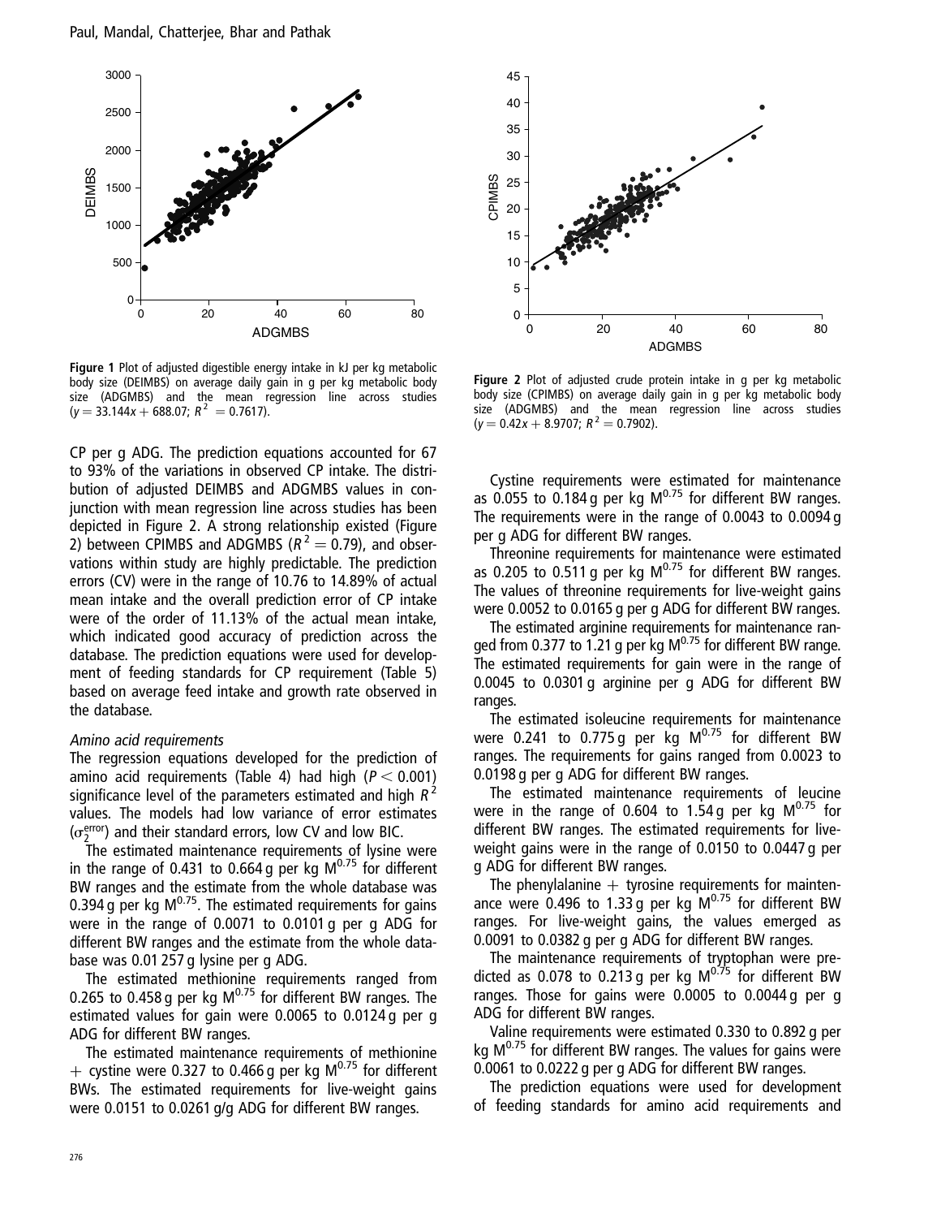**Figure 1** Plot of adjusted digestible energy intake in kJ per kg metabolic body size (DEIMBS) on average daily gain in g per kg metabolic body size (ADGMBS) and the mean regression line across studies ($y = 33.144x + 688.07$; $R^2 = 0.7617$).

**Figure 2** Plot of adjusted crude protein intake in g per kg metabolic body size (CPIMBS) on average daily gain in g per kg metabolic body size (ADGMBS) and the mean regression line across studies ($y = 0.42x + 8.9707$; $R^2 = 0.7902$).

CP per g ADG. The prediction equations accounted for 67 to 93% of the variations in observed CP intake. The distribution of adjusted DEIMBS and ADGMBS values in conjunction with mean regression line across studies has been depicted in Figure 2. A strong relationship existed (Figure 2) between CPIMBS and ADGMBS ($R^2 = 0.79$), and observations within study are highly predictable. The prediction errors (CV) were in the range of 10.76 to 14.89% of actual mean intake and the overall prediction error of CP intake were of the order of 11.13% of the actual mean intake, which indicated good accuracy of prediction across the database. The prediction equations were used for development of feeding standards for CP requirement (Table 5) based on average feed intake and growth rate observed in the database.

*Amino acid requirements*

The regression equations developed for the prediction of amino acid requirements (Table 4) had high ($P < 0.001$) significance level of the parameters estimated and high $R^2$ values. The models had low variance of error estimates ($\sigma_2^{error}$) and their standard errors, low CV and low BIC.

The estimated maintenance requirements of lysine were in the range of 0.431 to 0.664 g per kg $M^{0.75}$ for different BW ranges and the estimate from the whole database was 0.394 g per kg $M^{0.75}$. The estimated requirements for gains were in the range of 0.0071 to 0.0101 g per g ADG for different BW ranges and the estimate from the whole database was 0.01 257 g lysine per g ADG.

The estimated methionine requirements ranged from 0.265 to 0.458 g per kg $M^{0.75}$ for different BW ranges. The estimated values for gain were 0.0065 to 0.0124 g per g ADG for different BW ranges.

The estimated maintenance requirements of methionine + cystine were 0.327 to 0.466 g per kg $M^{0.75}$ for different BWs. The estimated requirements for live-weight gains were 0.0151 to 0.0261 g/g ADG for different BW ranges.

Cystine requirements were estimated for maintenance as 0.055 to 0.184 g per kg $M^{0.75}$ for different BW ranges. The requirements were in the range of 0.0043 to 0.0094 g per g ADG for different BW ranges.

Threonine requirements for maintenance were estimated as 0.205 to 0.511 g per kg $M^{0.75}$ for different BW ranges. The values of threonine requirements for live-weight gains were 0.0052 to 0.0165 g per g ADG for different BW ranges.

The estimated arginine requirements for maintenance ranged from 0.377 to 1.21 g per kg $M^{0.75}$ for different BW range. The estimated requirements for gain were in the range of 0.0045 to 0.0301 g arginine per g ADG for different BW ranges.

The estimated isoleucine requirements for maintenance were 0.241 to 0.775 g per kg $M^{0.75}$ for different BW ranges. The requirements for gains ranged from 0.0023 to 0.0198 g per g ADG for different BW ranges.

The estimated maintenance requirements of leucine were in the range of 0.604 to 1.54 g per kg $M^{0.75}$ for different BW ranges. The estimated requirements for live-weight gains were in the range of 0.0150 to 0.0447 g per g ADG for different BW ranges.

The phenylalanine + tyrosine requirements for maintenance were 0.496 to 1.33 g per kg $M^{0.75}$ for different BW ranges. For live-weight gains, the values emerged as 0.0091 to 0.0382 g per g ADG for different BW ranges.

The maintenance requirements of tryptophan were predicted as 0.078 to 0.213 g per kg $M^{0.75}$ for different BW ranges. Those for gains were 0.0005 to 0.0044 g per g ADG for different BW ranges.

Valine requirements were estimated 0.330 to 0.892 g per kg $M^{0.75}$ for different BW ranges. The values for gains were 0.0061 to 0.0222 g per g ADG for different BW ranges.

The prediction equations were used for development of feeding standards for amino acid requirements and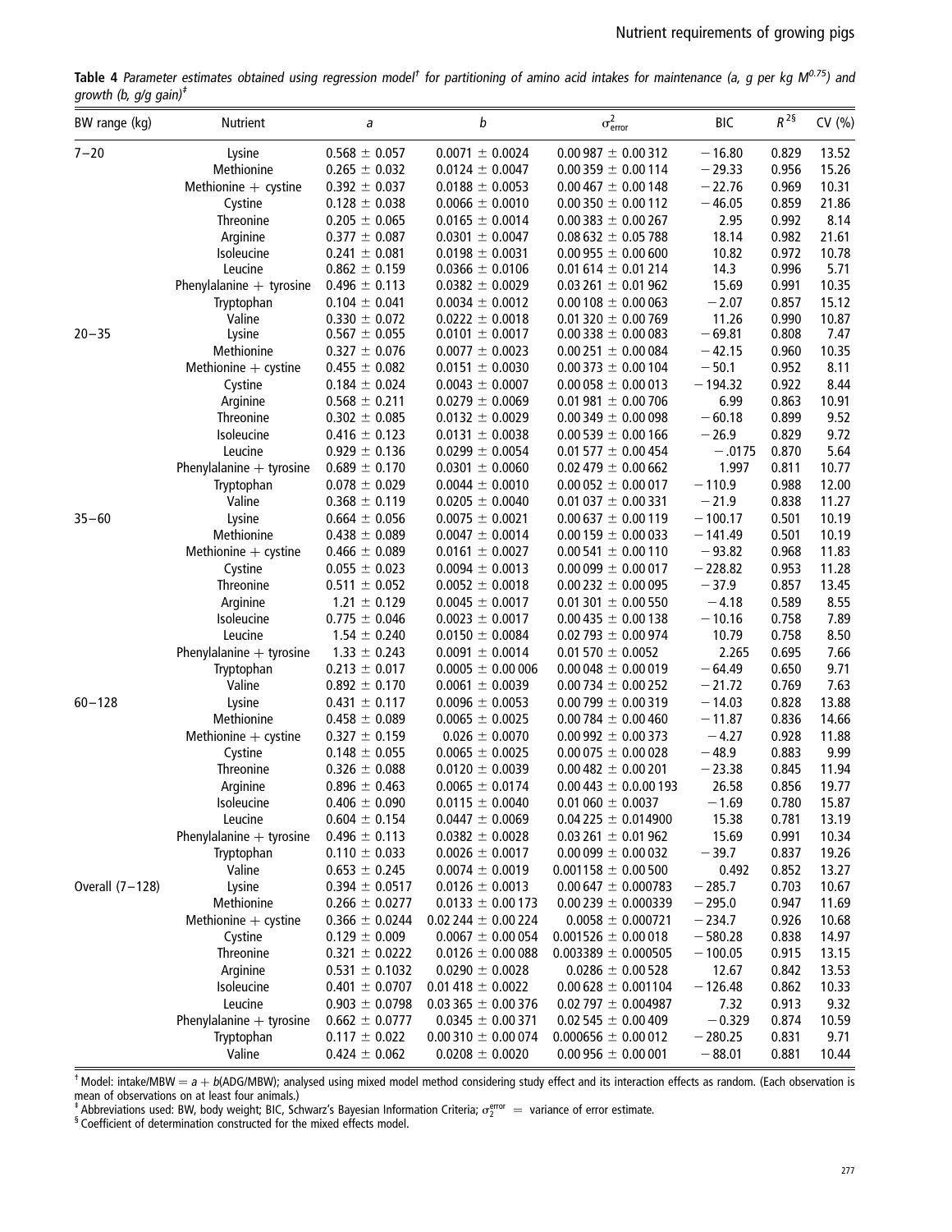**Table 4** *Parameter estimates obtained using regression model*[†] *for partitioning of amino acid intakes for maintenance (a, g per kg $M^{0.75}$) and growth (b, g/g gain)*[‡]

| BW range (kg) | Nutrient | *a* | *b* | $\sigma^2_{error}$ | BIC | $R^{2}$[§] | CV (%) |
|---|---|---|---|---|---|---|---|
| 7–20 | Lysine | 0.568 ± 0.057 | 0.0071 ± 0.0024 | 0.00 987 ± 0.00 312 | −16.80 | 0.829 | 13.52 |
| | Methionine | 0.265 ± 0.032 | 0.0124 ± 0.0047 | 0.00 359 ± 0.00 114 | −29.33 | 0.956 | 15.26 |
| | Methionine + cystine | 0.392 ± 0.037 | 0.0188 ± 0.0053 | 0.00 467 ± 0.00 148 | −22.76 | 0.969 | 10.31 |
| | Cystine | 0.128 ± 0.038 | 0.0066 ± 0.0010 | 0.00 350 ± 0.00 112 | −46.05 | 0.859 | 21.86 |
| | Threonine | 0.205 ± 0.065 | 0.0165 ± 0.0014 | 0.00 383 ± 0.00 267 | 2.95 | 0.992 | 8.14 |
| | Arginine | 0.377 ± 0.087 | 0.0301 ± 0.0047 | 0.08 632 ± 0.05 788 | 18.14 | 0.982 | 21.61 |
| | Isoleucine | 0.241 ± 0.081 | 0.0198 ± 0.0031 | 0.00 955 ± 0.00 600 | 10.82 | 0.972 | 10.78 |
| | Leucine | 0.862 ± 0.159 | 0.0366 ± 0.0106 | 0.01 614 ± 0.01 214 | 14.3 | 0.996 | 5.71 |
| | Phenylalanine + tyrosine | 0.496 ± 0.113 | 0.0382 ± 0.0029 | 0.03 261 ± 0.01 962 | 15.69 | 0.991 | 10.35 |
| | Tryptophan | 0.104 ± 0.041 | 0.0034 ± 0.0012 | 0.00 108 ± 0.00 063 | −2.07 | 0.857 | 15.12 |
| | Valine | 0.330 ± 0.072 | 0.0222 ± 0.0018 | 0.01 320 ± 0.00 769 | 11.26 | 0.990 | 10.87 |
| 20–35 | Lysine | 0.567 ± 0.055 | 0.0101 ± 0.0017 | 0.00 338 ± 0.00 083 | −69.81 | 0.808 | 7.47 |
| | Methionine | 0.327 ± 0.076 | 0.0077 ± 0.0023 | 0.00 251 ± 0.00 084 | −42.15 | 0.960 | 10.35 |
| | Methionine + cystine | 0.455 ± 0.082 | 0.0151 ± 0.0030 | 0.00 373 ± 0.00 104 | −50.1 | 0.952 | 8.11 |
| | Cystine | 0.184 ± 0.024 | 0.0043 ± 0.0007 | 0.00 058 ± 0.00 013 | −194.32 | 0.922 | 8.44 |
| | Arginine | 0.568 ± 0.211 | 0.0279 ± 0.0069 | 0.01 981 ± 0.00 706 | 6.99 | 0.863 | 10.91 |
| | Threonine | 0.302 ± 0.085 | 0.0132 ± 0.0029 | 0.00 349 ± 0.00 098 | −60.18 | 0.899 | 9.52 |
| | Isoleucine | 0.416 ± 0.123 | 0.0131 ± 0.0038 | 0.00 539 ± 0.00 166 | −26.9 | 0.829 | 9.72 |
| | Leucine | 0.929 ± 0.136 | 0.0299 ± 0.0054 | 0.01 577 ± 0.00 454 | −.0175 | 0.870 | 5.64 |
| | Phenylalanine + tyrosine | 0.689 ± 0.170 | 0.0301 ± 0.0060 | 0.02 479 ± 0.00 662 | 1.997 | 0.811 | 10.77 |
| | Tryptophan | 0.078 ± 0.029 | 0.0044 ± 0.0010 | 0.00 052 ± 0.00 017 | −110.9 | 0.988 | 12.00 |
| | Valine | 0.368 ± 0.119 | 0.0205 ± 0.0040 | 0.01 037 ± 0.00 331 | −21.9 | 0.838 | 11.27 |
| 35–60 | Lysine | 0.664 ± 0.056 | 0.0075 ± 0.0021 | 0.00 637 ± 0.00 119 | −100.17 | 0.501 | 10.19 |
| | Methionine | 0.438 ± 0.089 | 0.0047 ± 0.0014 | 0.00 159 ± 0.00 033 | −141.49 | 0.501 | 10.19 |
| | Methionine + cystine | 0.466 ± 0.089 | 0.0161 ± 0.0027 | 0.00 541 ± 0.00 110 | −93.82 | 0.968 | 11.83 |
| | Cystine | 0.055 ± 0.023 | 0.0094 ± 0.0013 | 0.00 099 ± 0.00 017 | −228.82 | 0.953 | 11.28 |
| | Threonine | 0.511 ± 0.052 | 0.0052 ± 0.0018 | 0.00 232 ± 0.00 095 | −37.9 | 0.857 | 13.45 |
| | Arginine | 1.21 ± 0.129 | 0.0045 ± 0.0017 | 0.01 301 ± 0.00 550 | −4.18 | 0.589 | 8.55 |
| | Isoleucine | 0.775 ± 0.046 | 0.0023 ± 0.0017 | 0.00 435 ± 0.00 138 | −10.16 | 0.758 | 7.89 |
| | Leucine | 1.54 ± 0.240 | 0.0150 ± 0.0084 | 0.02 793 ± 0.00 974 | 10.79 | 0.758 | 8.50 |
| | Phenylalanine + tyrosine | 1.33 ± 0.243 | 0.0091 ± 0.0014 | 0.01 570 ± 0.0052 | 2.265 | 0.695 | 7.66 |
| | Tryptophan | 0.213 ± 0.017 | 0.0005 ± 0.00 006 | 0.00 048 ± 0.00 019 | −64.49 | 0.650 | 9.71 |
| | Valine | 0.892 ± 0.170 | 0.0061 ± 0.0039 | 0.00 734 ± 0.00 252 | −21.72 | 0.769 | 7.63 |
| 60–128 | Lysine | 0.431 ± 0.117 | 0.0096 ± 0.0053 | 0.00 799 ± 0.00 319 | −14.03 | 0.828 | 13.88 |
| | Methionine | 0.458 ± 0.089 | 0.0065 ± 0.0025 | 0.00 784 ± 0.00 460 | −11.87 | 0.836 | 14.66 |
| | Methionine + cystine | 0.327 ± 0.159 | 0.026 ± 0.0070 | 0.00 992 ± 0.00 373 | −4.27 | 0.928 | 11.88 |
| | Cystine | 0.148 ± 0.055 | 0.0065 ± 0.0025 | 0.00 075 ± 0.00 028 | −48.9 | 0.883 | 9.99 |
| | Threonine | 0.326 ± 0.088 | 0.0120 ± 0.0039 | 0.00 482 ± 0.00 201 | −23.38 | 0.845 | 11.94 |
| | Arginine | 0.896 ± 0.463 | 0.0065 ± 0.0174 | 0.00 443 ± 0.0.00 193 | 26.58 | 0.856 | 19.77 |
| | Isoleucine | 0.406 ± 0.090 | 0.0115 ± 0.0040 | 0.01 060 ± 0.0037 | −1.69 | 0.780 | 15.87 |
| | Leucine | 0.604 ± 0.154 | 0.0447 ± 0.0069 | 0.04 225 ± 0.014900 | 15.38 | 0.781 | 13.19 |
| | Phenylalanine + tyrosine | 0.496 ± 0.113 | 0.0382 ± 0.0028 | 0.03 261 ± 0.01 962 | 15.69 | 0.991 | 10.34 |
| | Tryptophan | 0.110 ± 0.033 | 0.0026 ± 0.0017 | 0.00 099 ± 0.00 032 | −39.7 | 0.837 | 19.26 |
| | Valine | 0.653 ± 0.245 | 0.0074 ± 0.0019 | 0.001158 ± 0.00 500 | 0.492 | 0.852 | 13.27 |
| Overall (7–128) | Lysine | 0.394 ± 0.0517 | 0.0126 ± 0.0013 | 0.00 647 ± 0.000783 | −285.7 | 0.703 | 10.67 |
| | Methionine | 0.266 ± 0.0277 | 0.0133 ± 0.00 173 | 0.00 239 ± 0.000339 | −295.0 | 0.947 | 11.69 |
| | Methionine + cystine | 0.366 ± 0.0244 | 0.02 244 ± 0.00 224 | 0.0058 ± 0.000721 | −234.7 | 0.926 | 10.68 |
| | Cystine | 0.129 ± 0.009 | 0.0067 ± 0.00 054 | 0.001526 ± 0.00 018 | −580.28 | 0.838 | 14.97 |
| | Threonine | 0.321 ± 0.0222 | 0.0126 ± 0.00 088 | 0.003389 ± 0.000505 | −100.05 | 0.915 | 13.15 |
| | Arginine | 0.531 ± 0.1032 | 0.0290 ± 0.0028 | 0.0286 ± 0.00 528 | 12.67 | 0.842 | 13.53 |
| | Isoleucine | 0.401 ± 0.0707 | 0.01 418 ± 0.0022 | 0.00 628 ± 0.001104 | −126.48 | 0.862 | 10.33 |
| | Leucine | 0.903 ± 0.0798 | 0.03 365 ± 0.00 376 | 0.02 797 ± 0.004987 | 7.32 | 0.913 | 9.32 |
| | Phenylalanine + tyrosine | 0.662 ± 0.0777 | 0.0345 ± 0.00 371 | 0.02 545 ± 0.00 409 | −0.329 | 0.874 | 10.59 |
| | Tryptophan | 0.117 ± 0.022 | 0.00 310 ± 0.00 074 | 0.000656 ± 0.00 012 | −280.25 | 0.831 | 9.71 |
| | Valine | 0.424 ± 0.062 | 0.0208 ± 0.0020 | 0.00 956 ± 0.00 001 | −88.01 | 0.881 | 10.44 |

[†] Model: intake/MBW = $a$ + $b$(ADG/MBW); analysed using mixed model method considering study effect and its interaction effects as random. (Each observation is mean of observations on at least four animals.)

[‡] Abbreviations used: BW, body weight; BIC, Schwarz's Bayesian Information Criteria; $\sigma_2^{error}$ = variance of error estimate.

[§] Coefficient of determination constructed for the mixed effects model.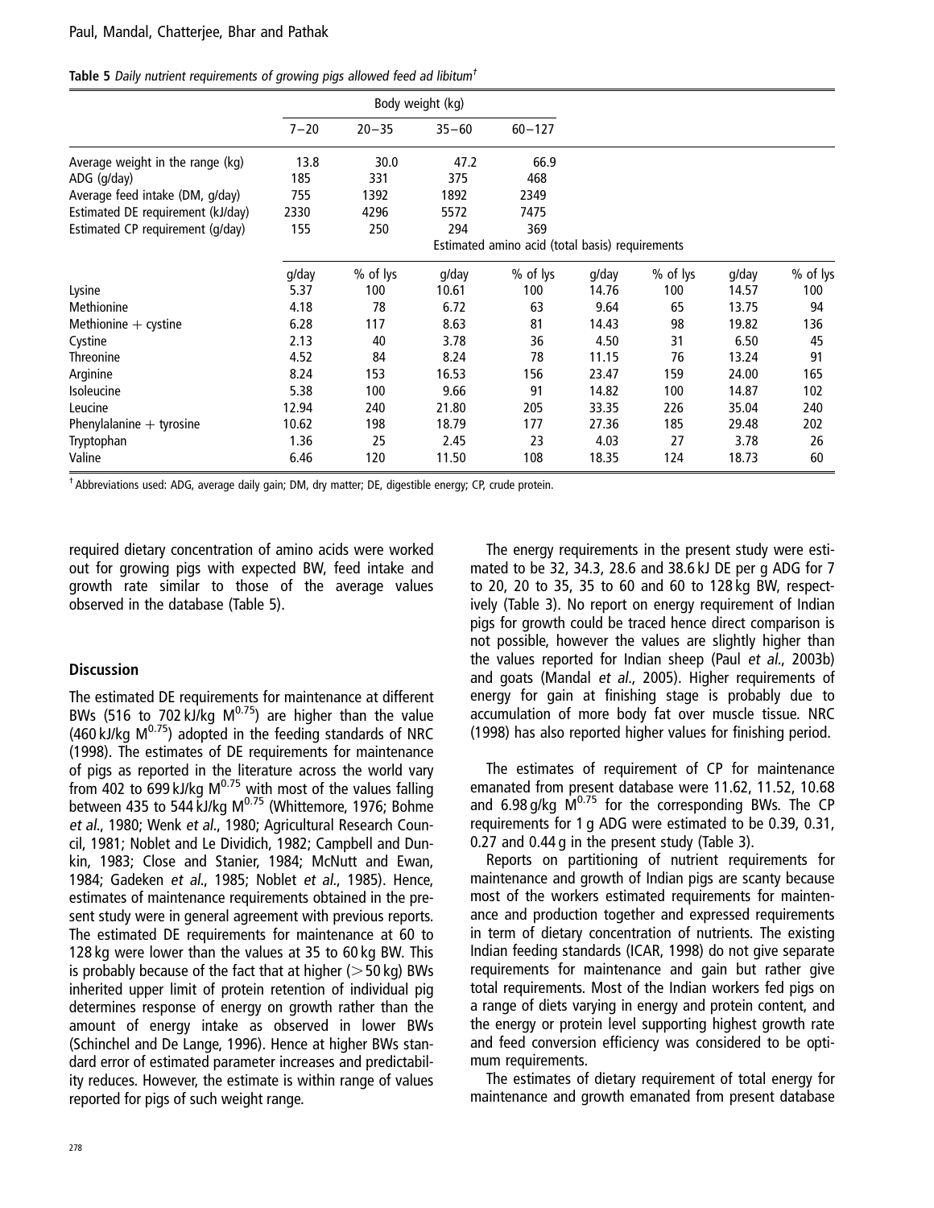**Table 5** *Daily nutrient requirements of growing pigs allowed feed ad libitum*[†]

| | Body weight (kg) | | | | | | | |
|---|---|---|---|---|---|---|---|---|
| | 7–20 | 20–35 | 35–60 | 60–127 | | | | |
| Average weight in the range (kg) | 13.8 | 30.0 | 47.2 | 66.9 | | | | |
| ADG (g/day) | 185 | 331 | 375 | 468 | | | | |
| Average feed intake (DM, g/day) | 755 | 1392 | 1892 | 2349 | | | | |
| Estimated DE requirement (kJ/day) | 2330 | 4296 | 5572 | 7475 | | | | |
| Estimated CP requirement (g/day) | 155 | 250 | 294 | 369 | | | | |
| | Estimated amino acid (total basis) requirements | | | | | | | |
| | g/day | % of lys | g/day | % of lys | g/day | % of lys | g/day | % of lys |
| Lysine | 5.37 | 100 | 10.61 | 100 | 14.76 | 100 | 14.57 | 100 |
| Methionine | 4.18 | 78 | 6.72 | 63 | 9.64 | 65 | 13.75 | 94 |
| Methionine + cystine | 6.28 | 117 | 8.63 | 81 | 14.43 | 98 | 19.82 | 136 |
| Cystine | 2.13 | 40 | 3.78 | 36 | 4.50 | 31 | 6.50 | 45 |
| Threonine | 4.52 | 84 | 8.24 | 78 | 11.15 | 76 | 13.24 | 91 |
| Arginine | 8.24 | 153 | 16.53 | 156 | 23.47 | 159 | 24.00 | 165 |
| Isoleucine | 5.38 | 100 | 9.66 | 91 | 14.82 | 100 | 14.87 | 102 |
| Leucine | 12.94 | 240 | 21.80 | 205 | 33.35 | 226 | 35.04 | 240 |
| Phenylalanine + tyrosine | 10.62 | 198 | 18.79 | 177 | 27.36 | 185 | 29.48 | 202 |
| Tryptophan | 1.36 | 25 | 2.45 | 23 | 4.03 | 27 | 3.78 | 26 |
| Valine | 6.46 | 120 | 11.50 | 108 | 18.35 | 124 | 18.73 | 60 |

[†] Abbreviations used: ADG, average daily gain; DM, dry matter; DE, digestible energy; CP, crude protein.

required dietary concentration of amino acids were worked out for growing pigs with expected BW, feed intake and growth rate similar to those of the average values observed in the database (Table 5).

## Discussion

The estimated DE requirements for maintenance at different BWs (516 to 702 kJ/kg $M^{0.75}$) are higher than the value (460 kJ/kg $M^{0.75}$) adopted in the feeding standards of NRC (1998). The estimates of DE requirements for maintenance of pigs as reported in the literature across the world vary from 402 to 699 kJ/kg $M^{0.75}$ with most of the values falling between 435 to 544 kJ/kg $M^{0.75}$ (Whittemore, 1976; Bohme *et al*., 1980; Wenk *et al*., 1980; Agricultural Research Council, 1981; Noblet and Le Dividich, 1982; Campbell and Dunkin, 1983; Close and Stanier, 1984; McNutt and Ewan, 1984; Gadeken *et al*., 1985; Noblet *et al*., 1985). Hence, estimates of maintenance requirements obtained in the present study were in general agreement with previous reports. The estimated DE requirements for maintenance at 60 to 128 kg were lower than the values at 35 to 60 kg BW. This is probably because of the fact that at higher (>50 kg) BWs inherited upper limit of protein retention of individual pig determines response of energy on growth rather than the amount of energy intake as observed in lower BWs (Schinchel and De Lange, 1996). Hence at higher BWs standard error of estimated parameter increases and predictability reduces. However, the estimate is within range of values reported for pigs of such weight range.

The energy requirements in the present study were estimated to be 32, 34.3, 28.6 and 38.6 kJ DE per g ADG for 7 to 20, 20 to 35, 35 to 60 and 60 to 128 kg BW, respectively (Table 3). No report on energy requirement of Indian pigs for growth could be traced hence direct comparison is not possible, however the values are slightly higher than the values reported for Indian sheep (Paul *et al*., 2003b) and goats (Mandal *et al*., 2005). Higher requirements of energy for gain at finishing stage is probably due to accumulation of more body fat over muscle tissue. NRC (1998) has also reported higher values for finishing period.

The estimates of requirement of CP for maintenance emanated from present database were 11.62, 11.52, 10.68 and 6.98 g/kg $M^{0.75}$ for the corresponding BWs. The CP requirements for 1 g ADG were estimated to be 0.39, 0.31, 0.27 and 0.44 g in the present study (Table 3).

Reports on partitioning of nutrient requirements for maintenance and growth of Indian pigs are scanty because most of the workers estimated requirements for maintenance and production together and expressed requirements in term of dietary concentration of nutrients. The existing Indian feeding standards (ICAR, 1998) do not give separate requirements for maintenance and gain but rather give total requirements. Most of the Indian workers fed pigs on a range of diets varying in energy and protein content, and the energy or protein level supporting highest growth rate and feed conversion efficiency was considered to be optimum requirements.

The estimates of dietary requirement of total energy for maintenance and growth emanated from present database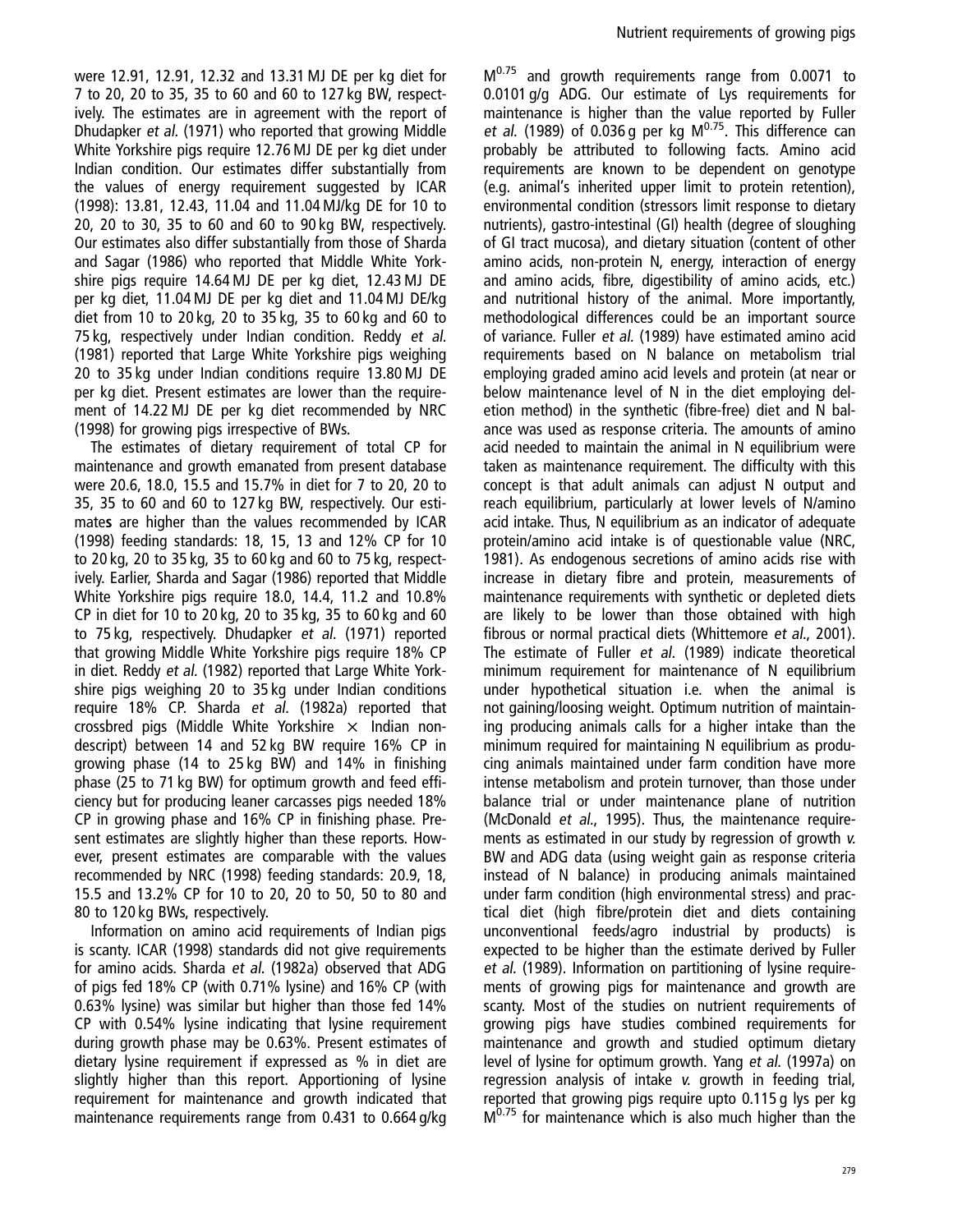were 12.91, 12.91, 12.32 and 13.31 MJ DE per kg diet for 7 to 20, 20 to 35, 35 to 60 and 60 to 127 kg BW, respectively. The estimates are in agreement with the report of Dhudapker *et al.* (1971) who reported that growing Middle White Yorkshire pigs require 12.76 MJ DE per kg diet under Indian condition. Our estimates differ substantially from the values of energy requirement suggested by ICAR (1998): 13.81, 12.43, 11.04 and 11.04 MJ/kg DE for 10 to 20, 20 to 30, 35 to 60 and 60 to 90 kg BW, respectively. Our estimates also differ substantially from those of Sharda and Sagar (1986) who reported that Middle White Yorkshire pigs require 14.64 MJ DE per kg diet, 12.43 MJ DE per kg diet, 11.04 MJ DE per kg diet and 11.04 MJ DE/kg diet from 10 to 20 kg, 20 to 35 kg, 35 to 60 kg and 60 to 75 kg, respectively under Indian condition. Reddy *et al.* (1981) reported that Large White Yorkshire pigs weighing 20 to 35 kg under Indian conditions require 13.80 MJ DE per kg diet. Present estimates are lower than the requirement of 14.22 MJ DE per kg diet recommended by NRC (1998) for growing pigs irrespective of BWs.

The estimates of dietary requirement of total CP for maintenance and growth emanated from present database were 20.6, 18.0, 15.5 and 15.7% in diet for 7 to 20, 20 to 35, 35 to 60 and 60 to 127 kg BW, respectively. Our estimates are higher than the values recommended by ICAR (1998) feeding standards: 18, 15, 13 and 12% CP for 10 to 20 kg, 20 to 35 kg, 35 to 60 kg and 60 to 75 kg, respectively. Earlier, Sharda and Sagar (1986) reported that Middle White Yorkshire pigs require 18.0, 14.4, 11.2 and 10.8% CP in diet for 10 to 20 kg, 20 to 35 kg, 35 to 60 kg and 60 to 75 kg, respectively. Dhudapker *et al.* (1971) reported that growing Middle White Yorkshire pigs require 18% CP in diet. Reddy *et al.* (1982) reported that Large White Yorkshire pigs weighing 20 to 35 kg under Indian conditions require 18% CP. Sharda *et al.* (1982a) reported that crossbred pigs (Middle White Yorkshire × Indian nondescript) between 14 and 52 kg BW require 16% CP in growing phase (14 to 25 kg BW) and 14% in finishing phase (25 to 71 kg BW) for optimum growth and feed efficiency but for producing leaner carcasses pigs needed 18% CP in growing phase and 16% CP in finishing phase. Present estimates are slightly higher than these reports. However, present estimates are comparable with the values recommended by NRC (1998) feeding standards: 20.9, 18, 15.5 and 13.2% CP for 10 to 20, 20 to 50, 50 to 80 and 80 to 120 kg BWs, respectively.

Information on amino acid requirements of Indian pigs is scanty. ICAR (1998) standards did not give requirements for amino acids. Sharda *et al.* (1982a) observed that ADG of pigs fed 18% CP (with 0.71% lysine) and 16% CP (with 0.63% lysine) was similar but higher than those fed 14% CP with 0.54% lysine indicating that lysine requirement during growth phase may be 0.63%. Present estimates of dietary lysine requirement if expressed as % in diet are slightly higher than this report. Apportioning of lysine requirement for maintenance and growth indicated that maintenance requirements range from 0.431 to 0.664 g/kg $M^{0.75}$ and growth requirements range from 0.0071 to 0.0101 g/g ADG. Our estimate of Lys requirements for maintenance is higher than the value reported by Fuller *et al.* (1989) of 0.036 g per kg $M^{0.75}$. This difference can probably be attributed to following facts. Amino acid requirements are known to be dependent on genotype (e.g. animal's inherited upper limit to protein retention), environmental condition (stressors limit response to dietary nutrients), gastro-intestinal (GI) health (degree of sloughing of GI tract mucosa), and dietary situation (content of other amino acids, non-protein N, energy, interaction of energy and amino acids, fibre, digestibility of amino acids, etc.) and nutritional history of the animal. More importantly, methodological differences could be an important source of variance. Fuller *et al.* (1989) have estimated amino acid requirements based on N balance on metabolism trial employing graded amino acid levels and protein (at near or below maintenance level of N in the diet employing deletion method) in the synthetic (fibre-free) diet and N balance was used as response criteria. The amounts of amino acid needed to maintain the animal in N equilibrium were taken as maintenance requirement. The difficulty with this concept is that adult animals can adjust N output and reach equilibrium, particularly at lower levels of N/amino acid intake. Thus, N equilibrium as an indicator of adequate protein/amino acid intake is of questionable value (NRC, 1981). As endogenous secretions of amino acids rise with increase in dietary fibre and protein, measurements of maintenance requirements with synthetic or depleted diets are likely to be lower than those obtained with high fibrous or normal practical diets (Whittemore *et al.*, 2001). The estimate of Fuller *et al.* (1989) indicate theoretical minimum requirement for maintenance of N equilibrium under hypothetical situation i.e. when the animal is not gaining/loosing weight. Optimum nutrition of maintaining producing animals calls for a higher intake than the minimum required for maintaining N equilibrium as producing animals maintained under farm condition have more intense metabolism and protein turnover, than those under balance trial or under maintenance plane of nutrition (McDonald *et al.*, 1995). Thus, the maintenance requirements as estimated in our study by regression of growth *v.* BW and ADG data (using weight gain as response criteria instead of N balance) in producing animals maintained under farm condition (high environmental stress) and practical diet (high fibre/protein diet and diets containing unconventional feeds/agro industrial by products) is expected to be higher than the estimate derived by Fuller *et al.* (1989). Information on partitioning of lysine requirements of growing pigs for maintenance and growth are scanty. Most of the studies on nutrient requirements of growing pigs have studies combined requirements for maintenance and growth and studied optimum dietary level of lysine for optimum growth. Yang *et al.* (1997a) on regression analysis of intake *v.* growth in feeding trial, reported that growing pigs require upto 0.115 g lys per kg $M^{0.75}$ for maintenance which is also much higher than the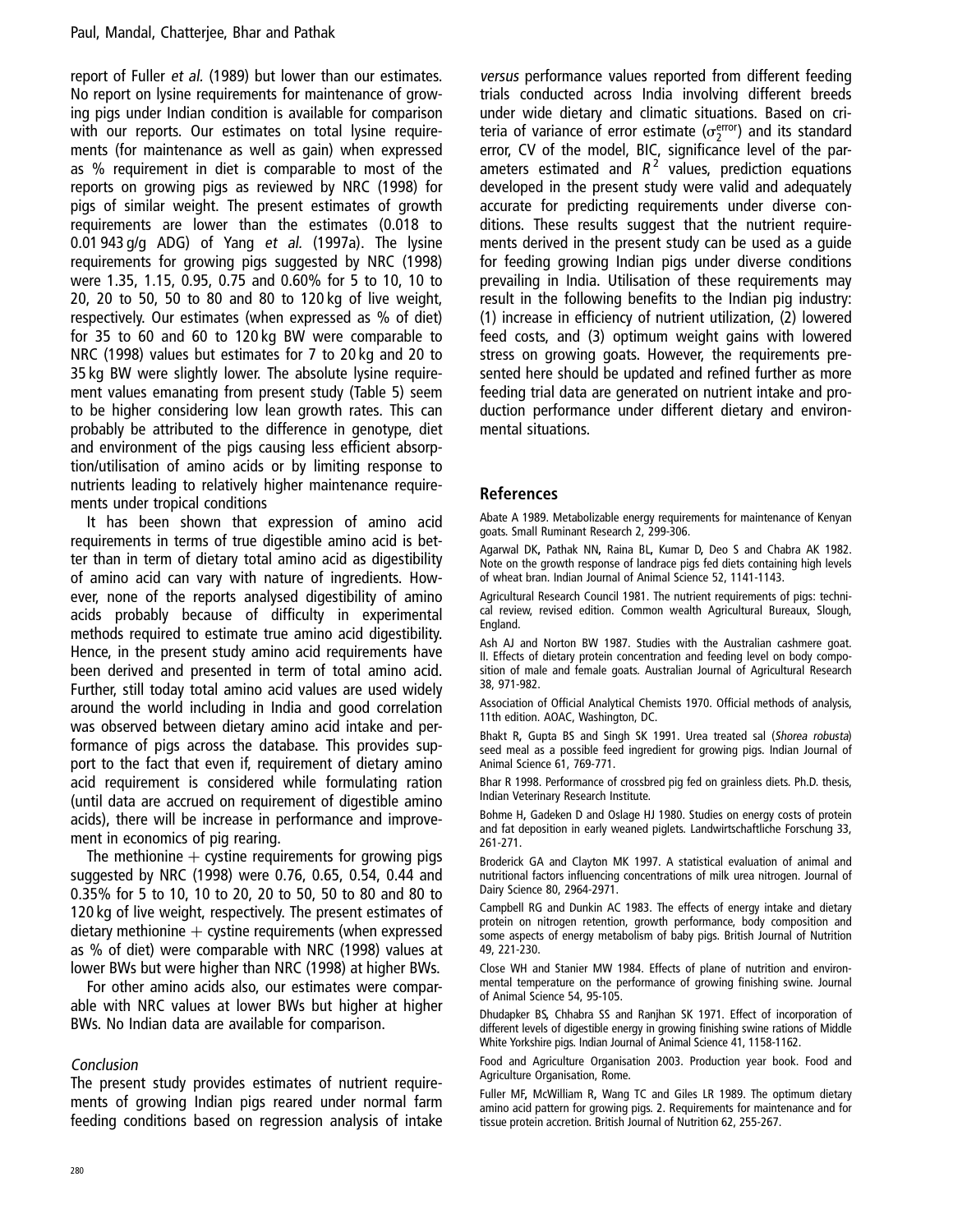report of Fuller *et al.* (1989) but lower than our estimates. No report on lysine requirements for maintenance of growing pigs under Indian condition is available for comparison with our reports. Our estimates on total lysine requirements (for maintenance as well as gain) when expressed as % requirement in diet is comparable to most of the reports on growing pigs as reviewed by NRC (1998) for pigs of similar weight. The present estimates of growth requirements are lower than the estimates (0.018 to 0.01 943 g/g ADG) of Yang *et al.* (1997a). The lysine requirements for growing pigs suggested by NRC (1998) were 1.35, 1.15, 0.95, 0.75 and 0.60% for 5 to 10, 10 to 20, 20 to 50, 50 to 80 and 80 to 120 kg of live weight, respectively. Our estimates (when expressed as % of diet) for 35 to 60 and 60 to 120 kg BW were comparable to NRC (1998) values but estimates for 7 to 20 kg and 20 to 35 kg BW were slightly lower. The absolute lysine requirement values emanating from present study (Table 5) seem to be higher considering low lean growth rates. This can probably be attributed to the difference in genotype, diet and environment of the pigs causing less efficient absorption/utilisation of amino acids or by limiting response to nutrients leading to relatively higher maintenance requirements under tropical conditions

It has been shown that expression of amino acid requirements in terms of true digestible amino acid is better than in term of dietary total amino acid as digestibility of amino acid can vary with nature of ingredients. However, none of the reports analysed digestibility of amino acids probably because of difficulty in experimental methods required to estimate true amino acid digestibility. Hence, in the present study amino acid requirements have been derived and presented in term of total amino acid. Further, still today total amino acid values are used widely around the world including in India and good correlation was observed between dietary amino acid intake and performance of pigs across the database. This provides support to the fact that even if, requirement of dietary amino acid requirement is considered while formulating ration (until data are accrued on requirement of digestible amino acids), there will be increase in performance and improvement in economics of pig rearing.

The methionine + cystine requirements for growing pigs suggested by NRC (1998) were 0.76, 0.65, 0.54, 0.44 and 0.35% for 5 to 10, 10 to 20, 20 to 50, 50 to 80 and 80 to 120 kg of live weight, respectively. The present estimates of dietary methionine + cystine requirements (when expressed as % of diet) were comparable with NRC (1998) values at lower BWs but were higher than NRC (1998) at higher BWs.

For other amino acids also, our estimates were comparable with NRC values at lower BWs but higher at higher BWs. No Indian data are available for comparison.

### *Conclusion*

The present study provides estimates of nutrient requirements of growing Indian pigs reared under normal farm feeding conditions based on regression analysis of intake *versus* performance values reported from different feeding trials conducted across India involving different breeds under wide dietary and climatic situations. Based on criteria of variance of error estimate ($\sigma_2^{error}$) and its standard error, CV of the model, BIC, significance level of the parameters estimated and $R^2$ values, prediction equations developed in the present study were valid and adequately accurate for predicting requirements under diverse conditions. These results suggest that the nutrient requirements derived in the present study can be used as a guide for feeding growing Indian pigs under diverse conditions prevailing in India. Utilisation of these requirements may result in the following benefits to the Indian pig industry: (1) increase in efficiency of nutrient utilization, (2) lowered feed costs, and (3) optimum weight gains with lowered stress on growing goats. However, the requirements presented here should be updated and refined further as more feeding trial data are generated on nutrient intake and production performance under different dietary and environmental situations.

## References

Abate A 1989. Metabolizable energy requirements for maintenance of Kenyan goats. Small Ruminant Research 2, 299-306.

Agarwal DK, Pathak NN, Raina BL, Kumar D, Deo S and Chabra AK 1982. Note on the growth response of landrace pigs fed diets containing high levels of wheat bran. Indian Journal of Animal Science 52, 1141-1143.

Agricultural Research Council 1981. The nutrient requirements of pigs: technical review, revised edition. Common wealth Agricultural Bureaux, Slough, England.

Ash AJ and Norton BW 1987. Studies with the Australian cashmere goat. II. Effects of dietary protein concentration and feeding level on body composition of male and female goats. Australian Journal of Agricultural Research 38, 971-982.

Association of Official Analytical Chemists 1970. Official methods of analysis, 11th edition. AOAC, Washington, DC.

Bhakt R, Gupta BS and Singh SK 1991. Urea treated sal (*Shorea robusta*) seed meal as a possible feed ingredient for growing pigs. Indian Journal of Animal Science 61, 769-771.

Bhar R 1998. Performance of crossbred pig fed on grainless diets. Ph.D. thesis, Indian Veterinary Research Institute.

Bohme H, Gadeken D and Oslage HJ 1980. Studies on energy costs of protein and fat deposition in early weaned piglets. Landwirtschaftliche Forschung 33, 261-271.

Broderick GA and Clayton MK 1997. A statistical evaluation of animal and nutritional factors influencing concentrations of milk urea nitrogen. Journal of Dairy Science 80, 2964-2971.

Campbell RG and Dunkin AC 1983. The effects of energy intake and dietary protein on nitrogen retention, growth performance, body composition and some aspects of energy metabolism of baby pigs. British Journal of Nutrition 49, 221-230.

Close WH and Stanier MW 1984. Effects of plane of nutrition and environmental temperature on the performance of growing finishing swine. Journal of Animal Science 54, 95-105.

Dhudapker BS, Chhabra SS and Ranjhan SK 1971. Effect of incorporation of different levels of digestible energy in growing finishing swine rations of Middle White Yorkshire pigs. Indian Journal of Animal Science 41, 1158-1162.

Food and Agriculture Organisation 2003. Production year book. Food and Agriculture Organisation, Rome.

Fuller MF, McWilliam R, Wang TC and Giles LR 1989. The optimum dietary amino acid pattern for growing pigs. 2. Requirements for maintenance and for tissue protein accretion. British Journal of Nutrition 62, 255-267.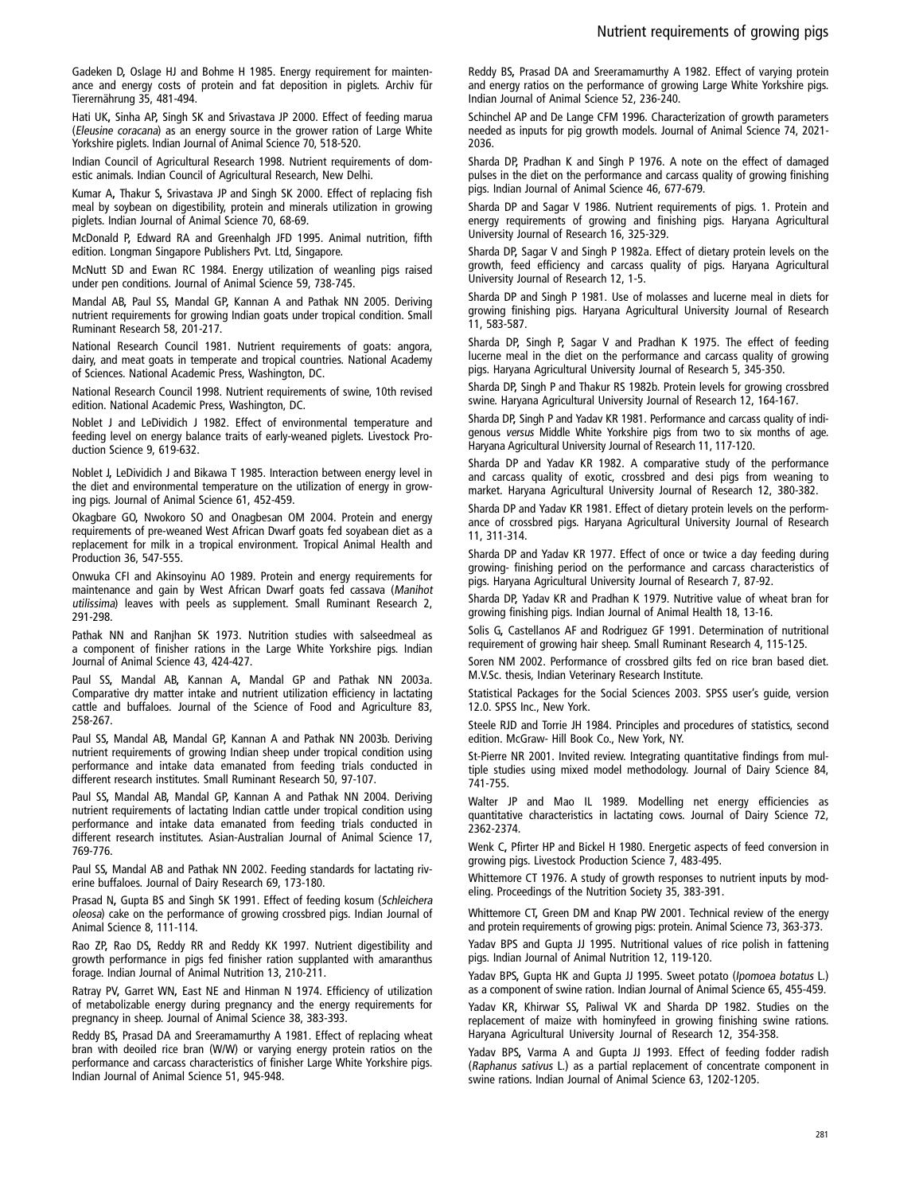Gadeken D, Oslage HJ and Bohme H 1985. Energy requirement for maintenance and energy costs of protein and fat deposition in piglets. Archiv für Tierernährung 35, 481-494.

Hati UK, Sinha AP, Singh SK and Srivastava JP 2000. Effect of feeding marua (*Eleusine coracana*) as an energy source in the grower ration of Large White Yorkshire piglets. Indian Journal of Animal Science 70, 518-520.

Indian Council of Agricultural Research 1998. Nutrient requirements of domestic animals. Indian Council of Agricultural Research, New Delhi.

Kumar A, Thakur S, Srivastava JP and Singh SK 2000. Effect of replacing fish meal by soybean on digestibility, protein and minerals utilization in growing piglets. Indian Journal of Animal Science 70, 68-69.

McDonald P, Edward RA and Greenhalgh JFD 1995. Animal nutrition, fifth edition. Longman Singapore Publishers Pvt. Ltd, Singapore.

McNutt SD and Ewan RC 1984. Energy utilization of weanling pigs raised under pen conditions. Journal of Animal Science 59, 738-745.

Mandal AB, Paul SS, Mandal GP, Kannan A and Pathak NN 2005. Deriving nutrient requirements for growing Indian goats under tropical condition. Small Ruminant Research 58, 201-217.

National Research Council 1981. Nutrient requirements of goats: angora, dairy, and meat goats in temperate and tropical countries. National Academy of Sciences. National Academic Press, Washington, DC.

National Research Council 1998. Nutrient requirements of swine, 10th revised edition. National Academic Press, Washington, DC.

Noblet J and LeDividich J 1982. Effect of environmental temperature and feeding level on energy balance traits of early-weaned piglets. Livestock Production Science 9, 619-632.

Noblet J, LeDividich J and Bikawa T 1985. Interaction between energy level in the diet and environmental temperature on the utilization of energy in growing pigs. Journal of Animal Science 61, 452-459.

Okagbare GO, Nwokoro SO and Onagbesan OM 2004. Protein and energy requirements of pre-weaned West African Dwarf goats fed soyabean diet as a replacement for milk in a tropical environment. Tropical Animal Health and Production 36, 547-555.

Onwuka CFI and Akinsoyinu AO 1989. Protein and energy requirements for maintenance and gain by West African Dwarf goats fed cassava (*Manihot utilissima*) leaves with peels as supplement. Small Ruminant Research 2, 291-298.

Pathak NN and Ranjhan SK 1973. Nutrition studies with salseedmeal as a component of finisher rations in the Large White Yorkshire pigs. Indian Journal of Animal Science 43, 424-427.

Paul SS, Mandal AB, Kannan A, Mandal GP and Pathak NN 2003a. Comparative dry matter intake and nutrient utilization efficiency in lactating cattle and buffaloes. Journal of the Science of Food and Agriculture 83, 258-267.

Paul SS, Mandal AB, Mandal GP, Kannan A and Pathak NN 2003b. Deriving nutrient requirements of growing Indian sheep under tropical condition using performance and intake data emanated from feeding trials conducted in different research institutes. Small Ruminant Research 50, 97-107.

Paul SS, Mandal AB, Mandal GP, Kannan A and Pathak NN 2004. Deriving nutrient requirements of lactating Indian cattle under tropical condition using performance and intake data emanated from feeding trials conducted in different research institutes. Asian-Australian Journal of Animal Science 17, 769-776.

Paul SS, Mandal AB and Pathak NN 2002. Feeding standards for lactating riverine buffaloes. Journal of Dairy Research 69, 173-180.

Prasad N, Gupta BS and Singh SK 1991. Effect of feeding kosum (*Schleichera oleosa*) cake on the performance of growing crossbred pigs. Indian Journal of Animal Science 8, 111-114.

Rao ZP, Rao DS, Reddy RR and Reddy KK 1997. Nutrient digestibility and growth performance in pigs fed finisher ration supplanted with amaranthus forage. Indian Journal of Animal Nutrition 13, 210-211.

Ratray PV, Garret WN, East NE and Hinman N 1974. Efficiency of utilization of metabolizable energy during pregnancy and the energy requirements for pregnancy in sheep. Journal of Animal Science 38, 383-393.

Reddy BS, Prasad DA and Sreeramamurthy A 1981. Effect of replacing wheat bran with deoiled rice bran (W/W) or varying energy protein ratios on the performance and carcass characteristics of finisher Large White Yorkshire pigs. Indian Journal of Animal Science 51, 945-948.

Reddy BS, Prasad DA and Sreeramamurthy A 1982. Effect of varying protein and energy ratios on the performance of growing Large White Yorkshire pigs. Indian Journal of Animal Science 52, 236-240.

Schinchel AP and De Lange CFM 1996. Characterization of growth parameters needed as inputs for pig growth models. Journal of Animal Science 74, 2021-2036.

Sharda DP, Pradhan K and Singh P 1976. A note on the effect of damaged pulses in the diet on the performance and carcass quality of growing finishing pigs. Indian Journal of Animal Science 46, 677-679.

Sharda DP and Sagar V 1986. Nutrient requirements of pigs. 1. Protein and energy requirements of growing and finishing pigs. Haryana Agricultural University Journal of Research 16, 325-329.

Sharda DP, Sagar V and Singh P 1982a. Effect of dietary protein levels on the growth, feed efficiency and carcass quality of pigs. Haryana Agricultural University Journal of Research 12, 1-5.

Sharda DP and Singh P 1981. Use of molasses and lucerne meal in diets for growing finishing pigs. Haryana Agricultural University Journal of Research 11, 583-587.

Sharda DP, Singh P, Sagar V and Pradhan K 1975. The effect of feeding lucerne meal in the diet on the performance and carcass quality of growing pigs. Haryana Agricultural University Journal of Research 5, 345-350.

Sharda DP, Singh P and Thakur RS 1982b. Protein levels for growing crossbred swine. Haryana Agricultural University Journal of Research 12, 164-167.

Sharda DP, Singh P and Yadav KR 1981. Performance and carcass quality of indigenous *versus* Middle White Yorkshire pigs from two to six months of age. Haryana Agricultural University Journal of Research 11, 117-120.

Sharda DP and Yadav KR 1982. A comparative study of the performance and carcass quality of exotic, crossbred and desi pigs from weaning to market. Haryana Agricultural University Journal of Research 12, 380-382.

Sharda DP and Yadav KR 1981. Effect of dietary protein levels on the performance of crossbred pigs. Haryana Agricultural University Journal of Research 11, 311-314.

Sharda DP and Yadav KR 1977. Effect of once or twice a day feeding during growing- finishing period on the performance and carcass characteristics of pigs. Haryana Agricultural University Journal of Research 7, 87-92.

Sharda DP, Yadav KR and Pradhan K 1979. Nutritive value of wheat bran for growing finishing pigs. Indian Journal of Animal Health 18, 13-16.

Solis G, Castellanos AF and Rodriguez GF 1991. Determination of nutritional requirement of growing hair sheep. Small Ruminant Research 4, 115-125.

Soren NM 2002. Performance of crossbred gilts fed on rice bran based diet. M.V.Sc. thesis, Indian Veterinary Research Institute.

Statistical Packages for the Social Sciences 2003. SPSS user's guide, version 12.0. SPSS Inc., New York.

Steele RJD and Torrie JH 1984. Principles and procedures of statistics, second edition. McGraw- Hill Book Co., New York, NY.

St-Pierre NR 2001. Invited review. Integrating quantitative findings from multiple studies using mixed model methodology. Journal of Dairy Science 84, 741-755.

Walter JP and Mao IL 1989. Modelling net energy efficiencies as quantitative characteristics in lactating cows. Journal of Dairy Science 72, 2362-2374.

Wenk C, Pfirter HP and Bickel H 1980. Energetic aspects of feed conversion in growing pigs. Livestock Production Science 7, 483-495.

Whittemore CT 1976. A study of growth responses to nutrient inputs by modeling. Proceedings of the Nutrition Society 35, 383-391.

Whittemore CT, Green DM and Knap PW 2001. Technical review of the energy and protein requirements of growing pigs: protein. Animal Science 73, 363-373.

Yadav BPS and Gupta JJ 1995. Nutritional values of rice polish in fattening pigs. Indian Journal of Animal Nutrition 12, 119-120.

Yadav BPS, Gupta HK and Gupta JJ 1995. Sweet potato (*Ipomoea botatus* L.) as a component of swine ration. Indian Journal of Animal Science 65, 455-459.

Yadav KR, Khirwar SS, Paliwal VK and Sharda DP 1982. Studies on the replacement of maize with hominyfeed in growing finishing swine rations. Haryana Agricultural University Journal of Research 12, 354-358.

Yadav BPS, Varma A and Gupta JJ 1993. Effect of feeding fodder radish (*Raphanus sativus* L.) as a partial replacement of concentrate component in swine rations. Indian Journal of Animal Science 63, 1202-1205.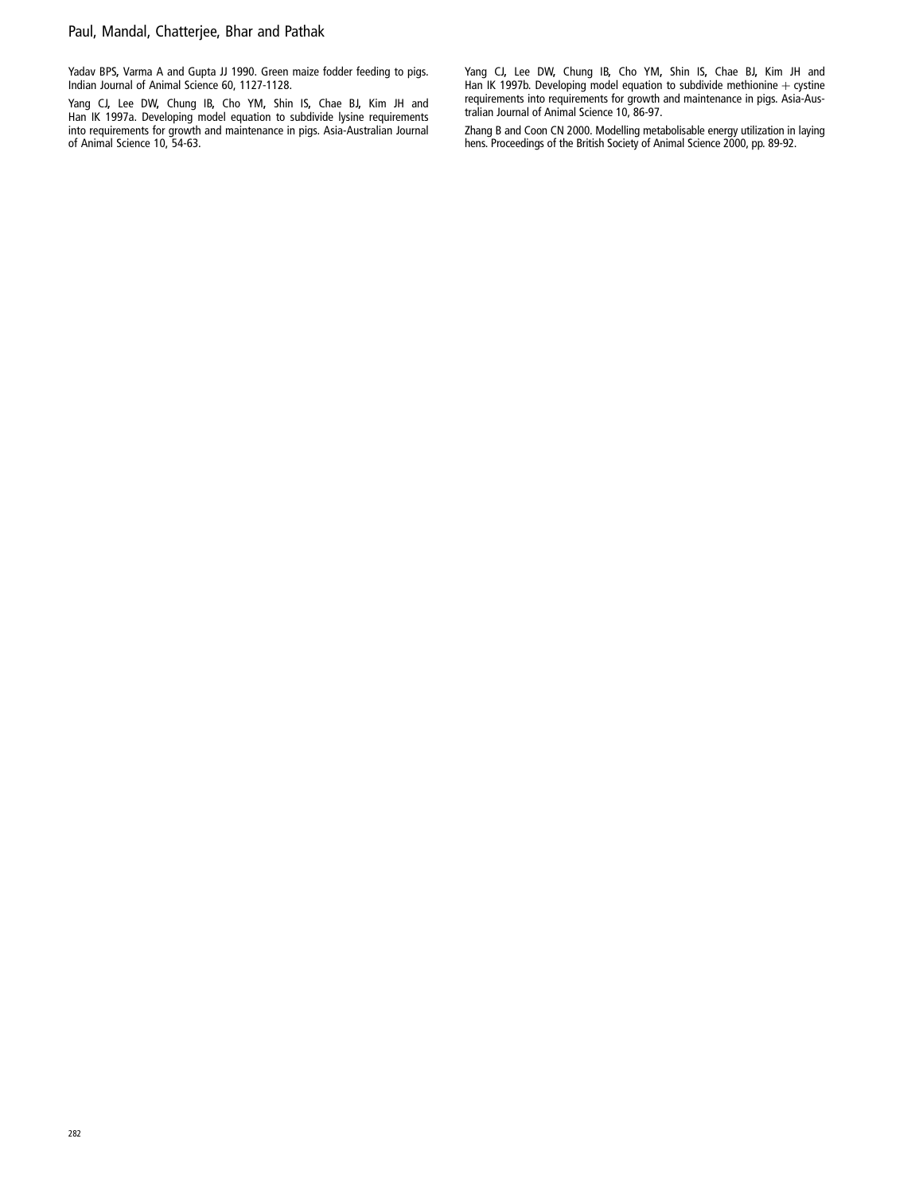Yadav BPS, Varma A and Gupta JJ 1990. Green maize fodder feeding to pigs. Indian Journal of Animal Science 60, 1127-1128.

Yang CJ, Lee DW, Chung IB, Cho YM, Shin IS, Chae BJ, Kim JH and Han IK 1997a. Developing model equation to subdivide lysine requirements into requirements for growth and maintenance in pigs. Asia-Australian Journal of Animal Science 10, 54-63.

Yang CJ, Lee DW, Chung IB, Cho YM, Shin IS, Chae BJ, Kim JH and Han IK 1997b. Developing model equation to subdivide methionine + cystine requirements into requirements for growth and maintenance in pigs. Asia-Australian Journal of Animal Science 10, 86-97.

Zhang B and Coon CN 2000. Modelling metabolisable energy utilization in laying hens. Proceedings of the British Society of Animal Science 2000, pp. 89-92.